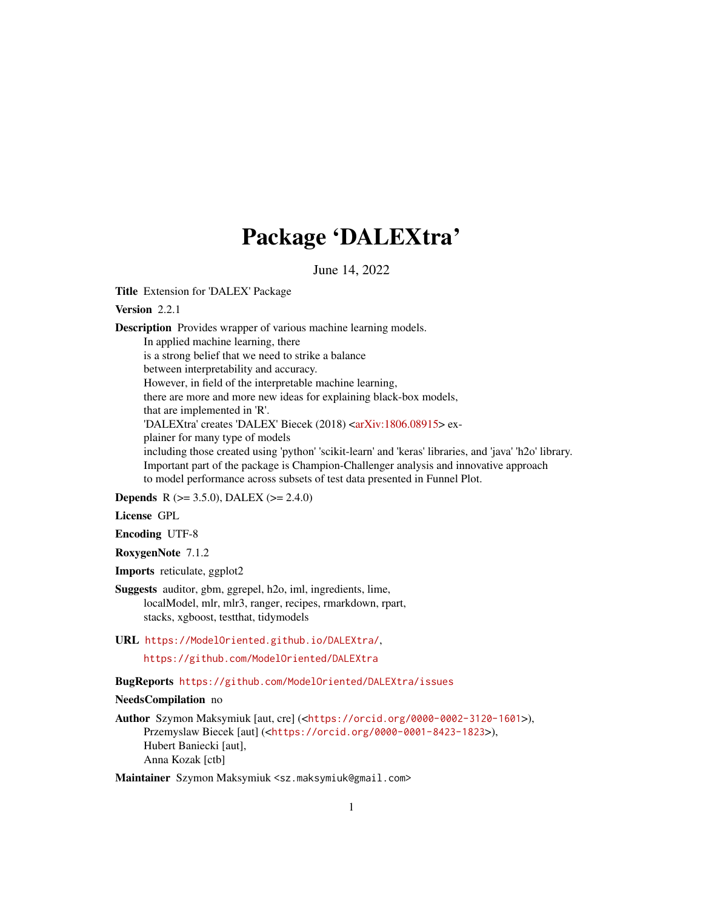# Package 'DALEXtra'

June 14, 2022

**Title** Extension for 'DALEX' Package

**Version** 2.2.1

**Description** Provides wrapper of various machine learning models.
In applied machine learning, there
is a strong belief that we need to strike a balance
between interpretability and accuracy.
However, in field of the interpretable machine learning,
there are more and more new ideas for explaining black-box models,
that are implemented in 'R'.
'DALEXtra' creates 'DALEX' Biecek (2018) <arXiv:1806.08915> explainer for many type of models
including those created using 'python' 'scikit-learn' and 'keras' libraries, and 'java' 'h2o' library.
Important part of the package is Champion-Challenger analysis and innovative approach
to model performance across subsets of test data presented in Funnel Plot.

**Depends** R (>= 3.5.0), DALEX (>= 2.4.0)

**License** GPL

**Encoding** UTF-8

**RoxygenNote** 7.1.2

**Imports** reticulate, ggplot2

**Suggests** auditor, gbm, ggrepel, h2o, iml, ingredients, lime,
localModel, mlr, mlr3, ranger, recipes, rmarkdown, rpart,
stacks, xgboost, testthat, tidymodels

**URL** https://ModelOriented.github.io/DALEXtra/,
https://github.com/ModelOriented/DALEXtra

**BugReports** https://github.com/ModelOriented/DALEXtra/issues

**NeedsCompilation** no

**Author** Szymon Maksymiuk [aut, cre] (<https://orcid.org/0000-0002-3120-1601>),
Przemyslaw Biecek [aut] (<https://orcid.org/0000-0001-8423-1823>),
Hubert Baniecki [aut],
Anna Kozak [ctb]

**Maintainer** Szymon Maksymiuk <sz.maksymiuk@gmail.com>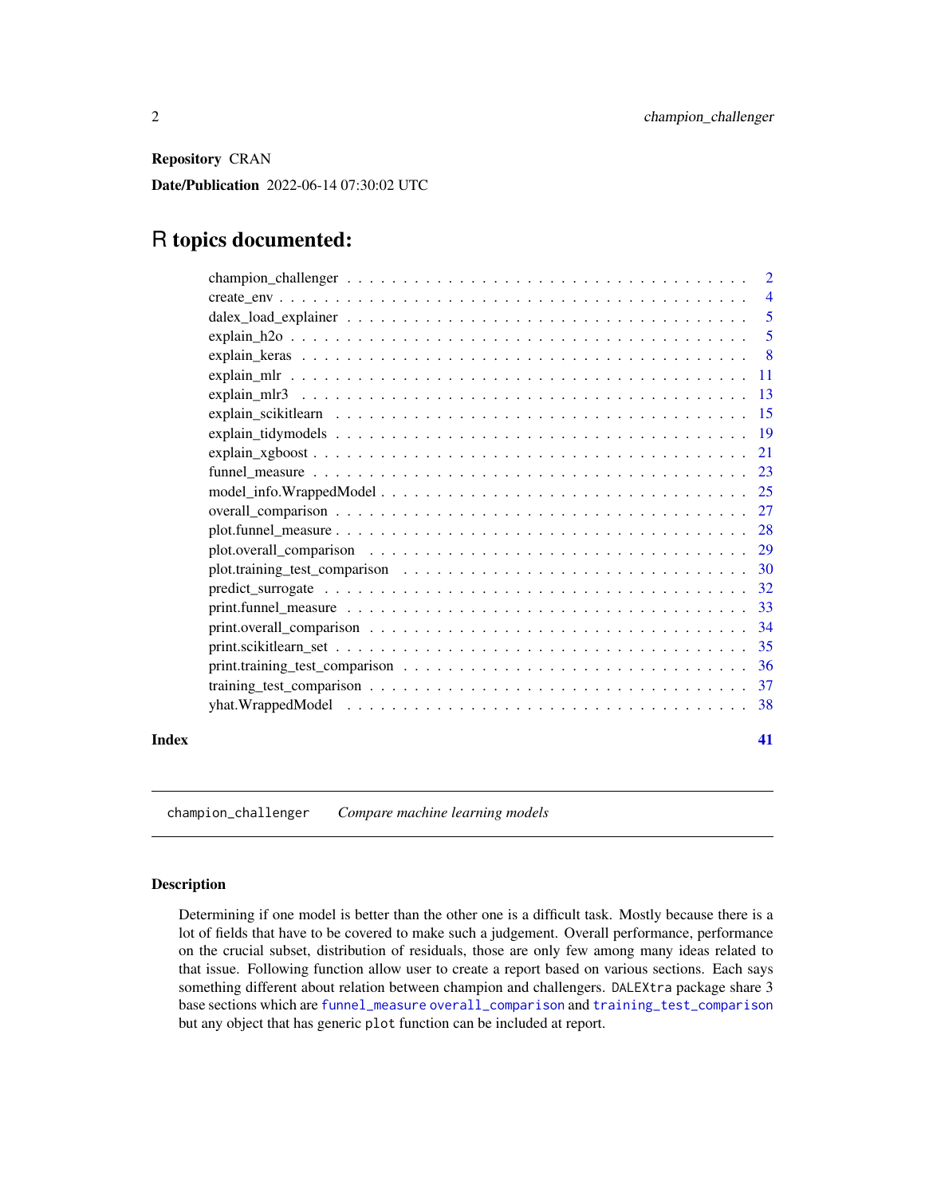**Repository** CRAN

**Date/Publication** 2022-06-14 07:30:02 UTC

# R topics documented:

- champion_challenger . . . . . . . . . . . . . . . . . . . . . . . . . . . . . . . . . . 2
- create_env . . . . . . . . . . . . . . . . . . . . . . . . . . . . . . . . . . . . . . . . . 4
- dalex_load_explainer . . . . . . . . . . . . . . . . . . . . . . . . . . . . . . . . . . 5
- explain_h2o . . . . . . . . . . . . . . . . . . . . . . . . . . . . . . . . . . . . . . . . 5
- explain_keras . . . . . . . . . . . . . . . . . . . . . . . . . . . . . . . . . . . . . . . 8
- explain_mlr . . . . . . . . . . . . . . . . . . . . . . . . . . . . . . . . . . . . . . . . 11
- explain_mlr3 . . . . . . . . . . . . . . . . . . . . . . . . . . . . . . . . . . . . . . . 13
- explain_scikitlearn . . . . . . . . . . . . . . . . . . . . . . . . . . . . . . . . . . . 15
- explain_tidymodels . . . . . . . . . . . . . . . . . . . . . . . . . . . . . . . . . . . 19
- explain_xgboost . . . . . . . . . . . . . . . . . . . . . . . . . . . . . . . . . . . . . 21
- funnel_measure . . . . . . . . . . . . . . . . . . . . . . . . . . . . . . . . . . . . . 23
- model_info.WrappedModel . . . . . . . . . . . . . . . . . . . . . . . . . . . . . . . . 25
- overall_comparison . . . . . . . . . . . . . . . . . . . . . . . . . . . . . . . . . . . 27
- plot.funnel_measure . . . . . . . . . . . . . . . . . . . . . . . . . . . . . . . . . . . 28
- plot.overall_comparison . . . . . . . . . . . . . . . . . . . . . . . . . . . . . . . . . 29
- plot.training_test_comparison . . . . . . . . . . . . . . . . . . . . . . . . . . . . . 30
- predict_surrogate . . . . . . . . . . . . . . . . . . . . . . . . . . . . . . . . . . . . 32
- print.funnel_measure . . . . . . . . . . . . . . . . . . . . . . . . . . . . . . . . . . 33
- print.overall_comparison . . . . . . . . . . . . . . . . . . . . . . . . . . . . . . . . 34
- print.scikitlearn_set . . . . . . . . . . . . . . . . . . . . . . . . . . . . . . . . . . 35
- print.training_test_comparison . . . . . . . . . . . . . . . . . . . . . . . . . . . . . 36
- training_test_comparison . . . . . . . . . . . . . . . . . . . . . . . . . . . . . . . . 37
- yhat.WrappedModel . . . . . . . . . . . . . . . . . . . . . . . . . . . . . . . . . . . 38

**Index** **41**

---

`champion_challenger` *Compare machine learning models*

---

### Description

Determining if one model is better than the other one is a difficult task. Mostly because there is a lot of fields that have to be covered to make such a judgement. Overall performance, performance on the crucial subset, distribution of residuals, those are only few among many ideas related to that issue. Following function allow user to create a report based on various sections. Each says something different about relation between champion and challengers. `DALEXtra` package share 3 base sections which are `funnel_measure` `overall_comparison` and `training_test_comparison` but any object that has generic `plot` function can be included at report.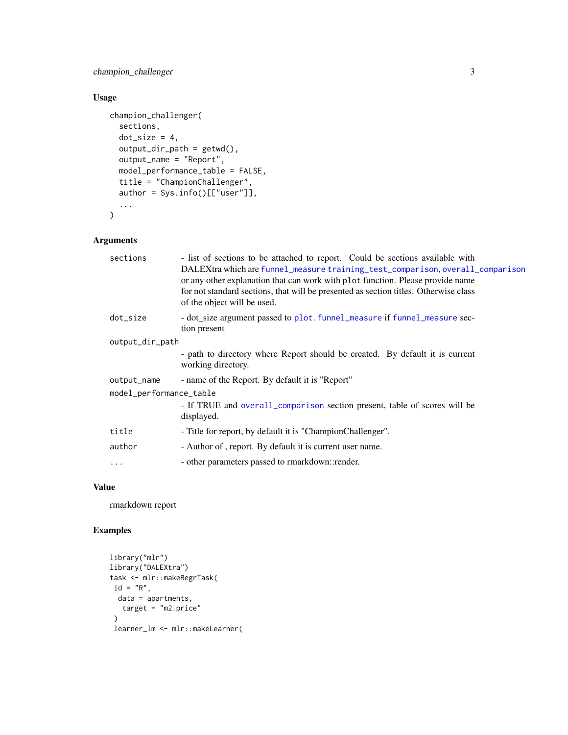### Usage

```
champion_challenger(
  sections,
  dot_size = 4,
  output_dir_path = getwd(),
  output_name = "Report",
  model_performance_table = FALSE,
  title = "ChampionChallenger",
  author = Sys.info()[["user"]],
  ...
)
```

### Arguments

| | |
|---|---|
| `sections` | - list of sections to be attached to report. Could be sections available with DALEXtra which are `funnel_measure` `training_test_comparison`, `overall_comparison` or any other explanation that can work with `plot` function. Please provide name for not standard sections, that will be presented as section titles. Otherwise class of the object will be used. |
| `dot_size` | - dot_size argument passed to `plot.funnel_measure` if `funnel_measure` section present |
| `output_dir_path` | - path to directory where Report should be created. By default it is current working directory. |
| `output_name` | - name of the Report. By default it is "Report" |
| `model_performance_table` | - If TRUE and `overall_comparison` section present, table of scores will be displayed. |
| `title` | - Title for report, by default it is "ChampionChallenger". |
| `author` | - Author of , report. By default it is current user name. |
| `...` | - other parameters passed to rmarkdown::render. |

### Value

rmarkdown report

### Examples

```
library("mlr")
library("DALEXtra")
task <- mlr::makeRegrTask(
 id = "R",
  data = apartments,
   target = "m2.price"
 )
 learner_lm <- mlr::makeLearner(
```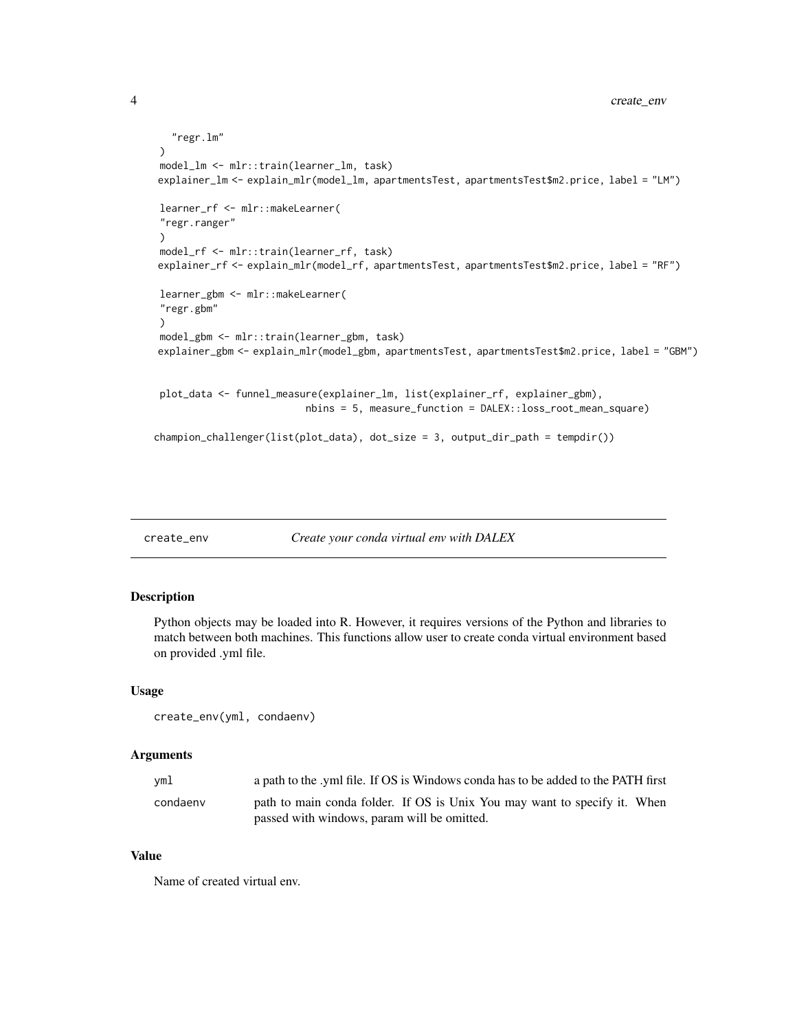```
  "regr.lm"
 )
 model_lm <- mlr::train(learner_lm, task)
 explainer_lm <- explain_mlr(model_lm, apartmentsTest, apartmentsTest$m2.price, label = "LM")

 learner_rf <- mlr::makeLearner(
 "regr.ranger"
 )
 model_rf <- mlr::train(learner_rf, task)
 explainer_rf <- explain_mlr(model_rf, apartmentsTest, apartmentsTest$m2.price, label = "RF")

 learner_gbm <- mlr::makeLearner(
 "regr.gbm"
 )
 model_gbm <- mlr::train(learner_gbm, task)
 explainer_gbm <- explain_mlr(model_gbm, apartmentsTest, apartmentsTest$m2.price, label = "GBM")


 plot_data <- funnel_measure(explainer_lm, list(explainer_rf, explainer_gbm),
                          nbins = 5, measure_function = DALEX::loss_root_mean_square)

champion_challenger(list(plot_data), dot_size = 3, output_dir_path = tempdir())
```

---

## create_env — *Create your conda virtual env with DALEX*

### Description

Python objects may be loaded into R. However, it requires versions of the Python and libraries to match between both machines. This functions allow user to create conda virtual environment based on provided .yml file.

### Usage

```
create_env(yml, condaenv)
```

### Arguments

| | |
|---|---|
| yml | a path to the .yml file. If OS is Windows conda has to be added to the PATH first |
| condaenv | path to main conda folder. If OS is Unix You may want to specify it. When passed with windows, param will be omitted. |

### Value

Name of created virtual env.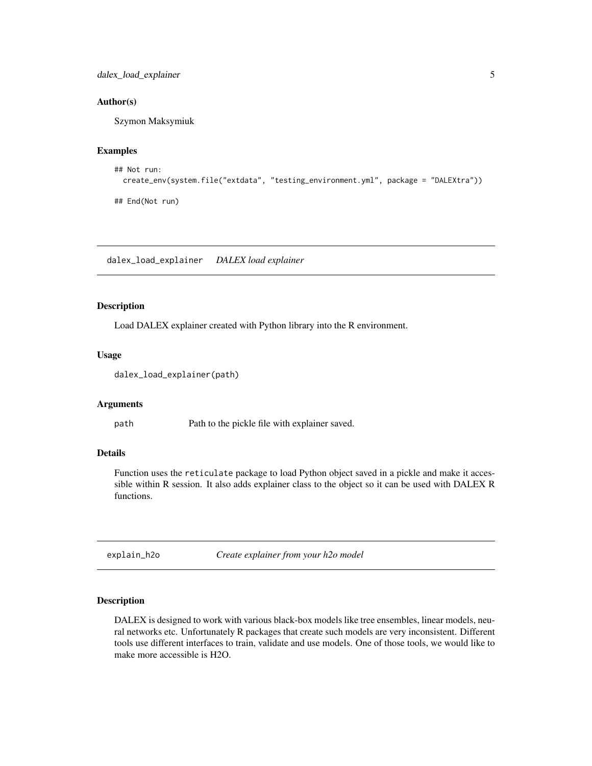### Author(s)

Szymon Maksymiuk

### Examples

```
## Not run:
  create_env(system.file("extdata", "testing_environment.yml", package = "DALEXtra"))

## End(Not run)
```

---

## dalex_load_explainer    *DALEX load explainer*

---

### Description

Load DALEX explainer created with Python library into the R environment.

### Usage

```
dalex_load_explainer(path)
```

### Arguments

| | |
|---|---|
| path | Path to the pickle file with explainer saved. |

### Details

Function uses the reticulate package to load Python object saved in a pickle and make it accessible within R session. It also adds explainer class to the object so it can be used with DALEX R functions.

---

## explain_h2o    *Create explainer from your h2o model*

---

### Description

DALEX is designed to work with various black-box models like tree ensembles, linear models, neural networks etc. Unfortunately R packages that create such models are very inconsistent. Different tools use different interfaces to train, validate and use models. One of those tools, we would like to make more accessible is H2O.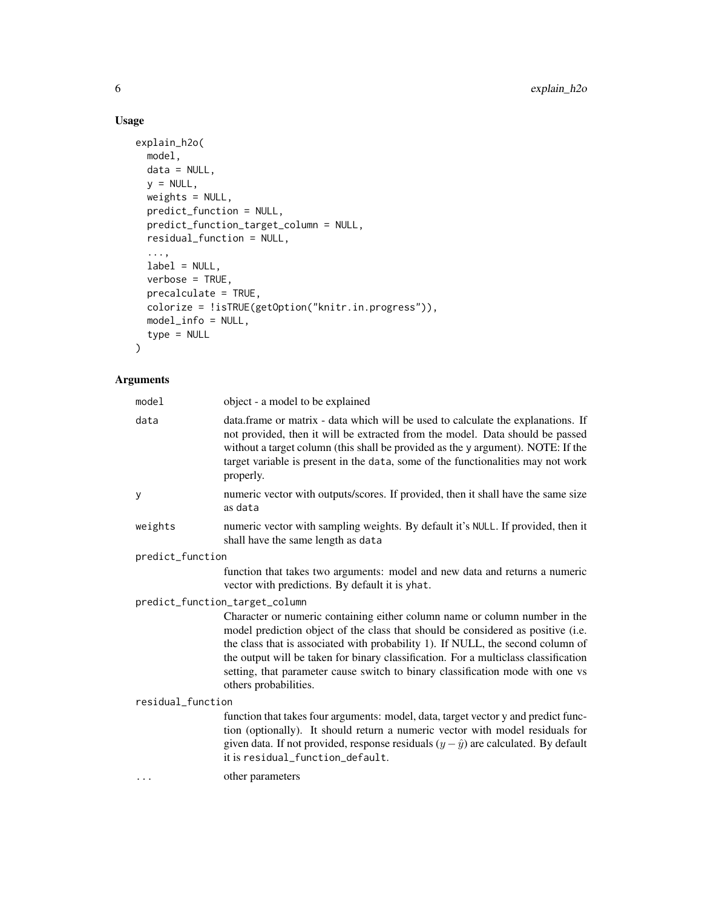## Usage

```
explain_h2o(
  model,
  data = NULL,
  y = NULL,
  weights = NULL,
  predict_function = NULL,
  predict_function_target_column = NULL,
  residual_function = NULL,
  ...,
  label = NULL,
  verbose = TRUE,
  precalculate = TRUE,
  colorize = !isTRUE(getOption("knitr.in.progress")),
  model_info = NULL,
  type = NULL
)
```

## Arguments

| | |
|---|---|
| `model` | object - a model to be explained |
| `data` | data.frame or matrix - data which will be used to calculate the explanations. If not provided, then it will be extracted from the model. Data should be passed without a target column (this shall be provided as the `y` argument). NOTE: If the target variable is present in the `data`, some of the functionalities may not work properly. |
| `y` | numeric vector with outputs/scores. If provided, then it shall have the same size as `data` |
| `weights` | numeric vector with sampling weights. By default it's `NULL`. If provided, then it shall have the same length as `data` |
| `predict_function` | function that takes two arguments: model and new data and returns a numeric vector with predictions. By default it is `yhat`. |
| `predict_function_target_column` | Character or numeric containing either column name or column number in the model prediction object of the class that should be considered as positive (i.e. the class that is associated with probability 1). If NULL, the second column of the output will be taken for binary classification. For a multiclass classification setting, that parameter cause switch to binary classification mode with one vs others probabilities. |
| `residual_function` | function that takes four arguments: model, data, target vector y and predict function (optionally). It should return a numeric vector with model residuals for given data. If not provided, response residuals ($y - \hat{y}$) are calculated. By default it is `residual_function_default`. |
| `...` | other parameters |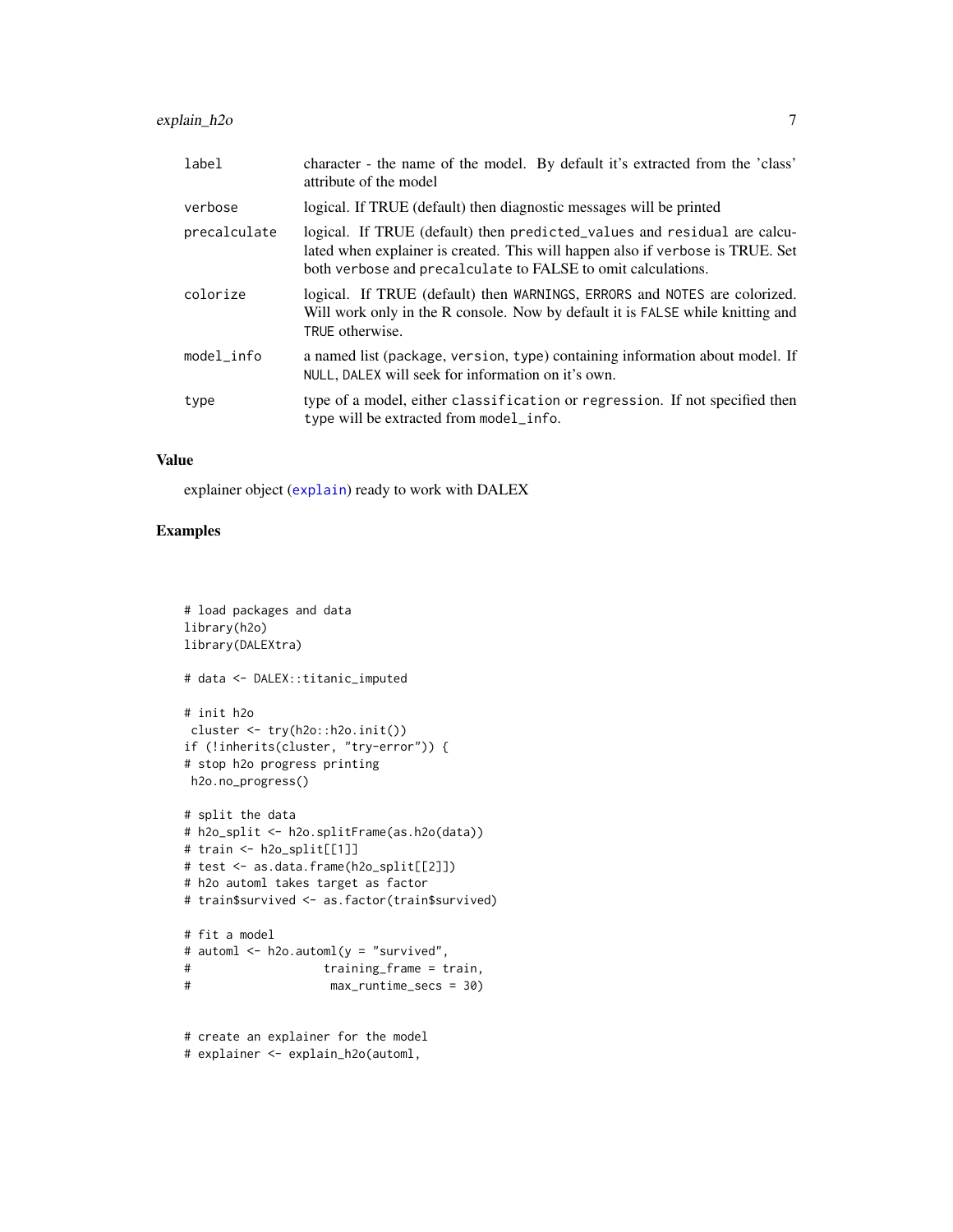| | |
|---|---|
| label | character - the name of the model. By default it's extracted from the 'class' attribute of the model |
| verbose | logical. If TRUE (default) then diagnostic messages will be printed |
| precalculate | logical. If TRUE (default) then `predicted_values` and `residual` are calculated when explainer is created. This will happen also if `verbose` is TRUE. Set both `verbose` and `precalculate` to FALSE to omit calculations. |
| colorize | logical. If TRUE (default) then `WARNINGS`, `ERRORS` and `NOTES` are colorized. Will work only in the R console. Now by default it is `FALSE` while knitting and `TRUE` otherwise. |
| model_info | a named list (`package`, `version`, `type`) containing information about model. If `NULL`, `DALEX` will seek for information on it's own. |
| type | type of a model, either `classification` or `regression`. If not specified then `type` will be extracted from `model_info`. |

## Value

explainer object (`explain`) ready to work with DALEX

## Examples

```
# load packages and data
library(h2o)
library(DALEXtra)

# data <- DALEX::titanic_imputed

# init h2o
 cluster <- try(h2o::h2o.init())
if (!inherits(cluster, "try-error")) {
# stop h2o progress printing
 h2o.no_progress()

# split the data
# h2o_split <- h2o.splitFrame(as.h2o(data))
# train <- h2o_split[[1]]
# test <- as.data.frame(h2o_split[[2]])
# h2o automl takes target as factor
# train$survived <- as.factor(train$survived)

# fit a model
# automl <- h2o.automl(y = "survived",
#                  training_frame = train,
#                   max_runtime_secs = 30)


# create an explainer for the model
# explainer <- explain_h2o(automl,
```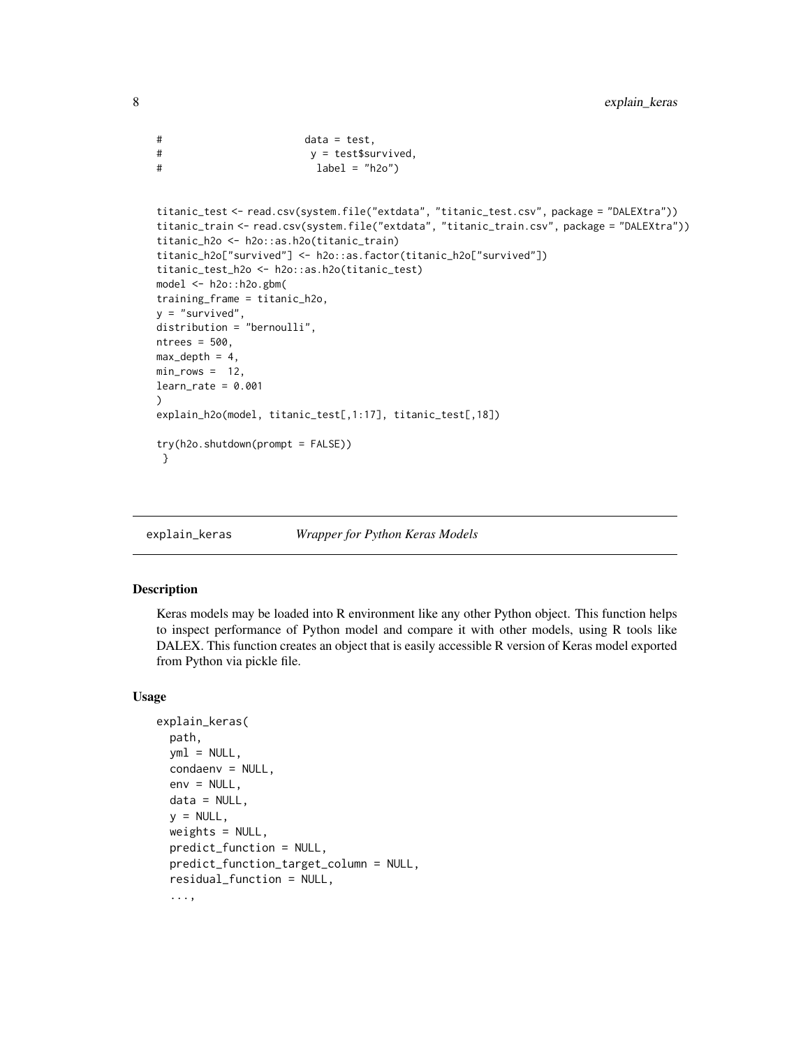```
#                         data = test,
#                          y = test$survived,
#                           label = "h2o")


titanic_test <- read.csv(system.file("extdata", "titanic_test.csv", package = "DALEXtra"))
titanic_train <- read.csv(system.file("extdata", "titanic_train.csv", package = "DALEXtra"))
titanic_h2o <- h2o::as.h2o(titanic_train)
titanic_h2o["survived"] <- h2o::as.factor(titanic_h2o["survived"])
titanic_test_h2o <- h2o::as.h2o(titanic_test)
model <- h2o::h2o.gbm(
training_frame = titanic_h2o,
y = "survived",
distribution = "bernoulli",
ntrees = 500,
max_depth = 4,
min_rows =  12,
learn_rate = 0.001
)
explain_h2o(model, titanic_test[,1:17], titanic_test[,18])

try(h2o.shutdown(prompt = FALSE))
 }
```

## explain_keras — *Wrapper for Python Keras Models*

### Description

Keras models may be loaded into R environment like any other Python object. This function helps to inspect performance of Python model and compare it with other models, using R tools like DALEX. This function creates an object that is easily accessible R version of Keras model exported from Python via pickle file.

### Usage

```
explain_keras(
  path,
  yml = NULL,
  condaenv = NULL,
  env = NULL,
  data = NULL,
  y = NULL,
  weights = NULL,
  predict_function = NULL,
  predict_function_target_column = NULL,
  residual_function = NULL,
  ...,
```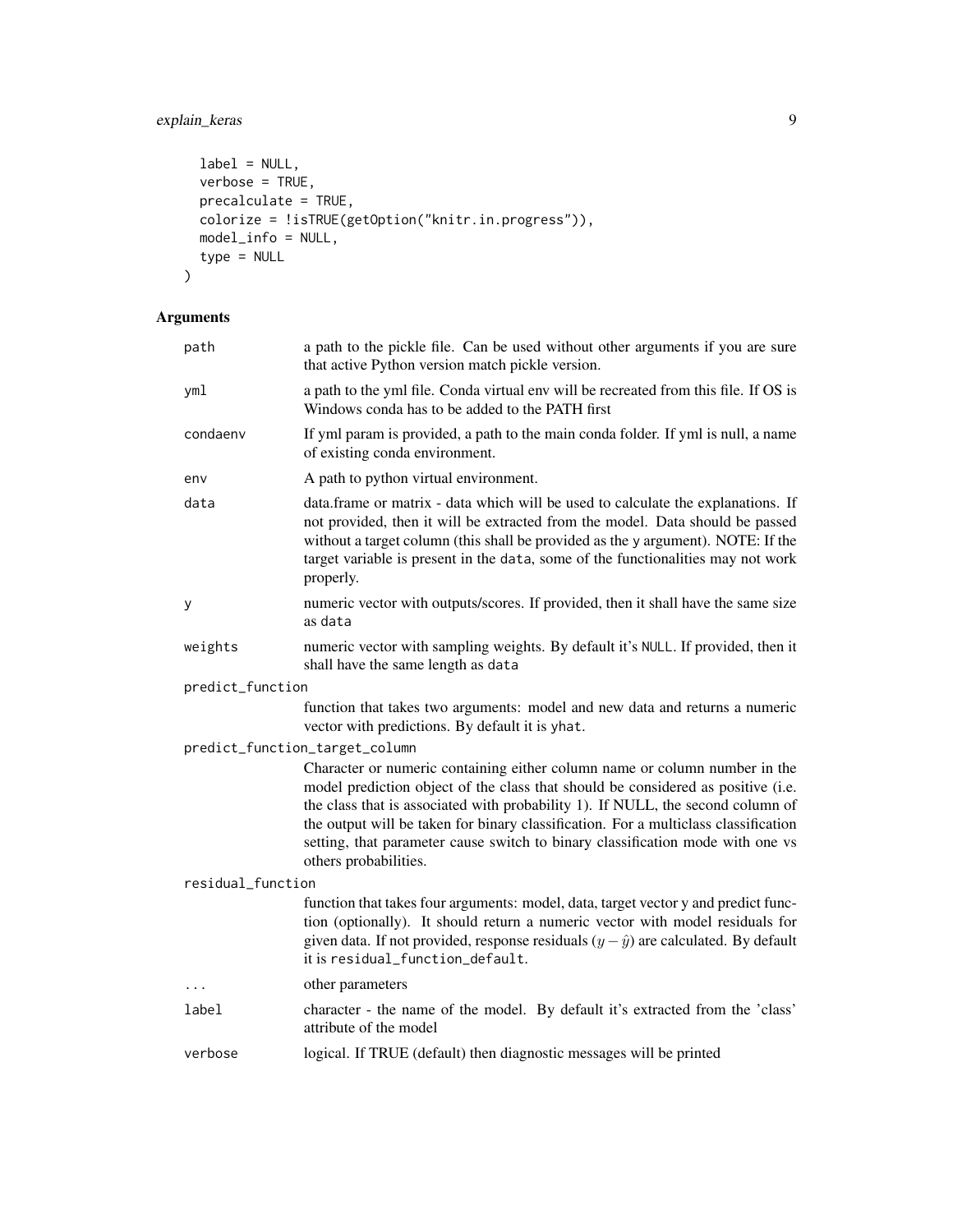```
  label = NULL,
  verbose = TRUE,
  precalculate = TRUE,
  colorize = !isTRUE(getOption("knitr.in.progress")),
  model_info = NULL,
  type = NULL
)
```

## Arguments

| Argument | Description |
|---|---|
| `path` | a path to the pickle file. Can be used without other arguments if you are sure that active Python version match pickle version. |
| `yml` | a path to the yml file. Conda virtual env will be recreated from this file. If OS is Windows conda has to be added to the PATH first |
| `condaenv` | If yml param is provided, a path to the main conda folder. If yml is null, a name of existing conda environment. |
| `env` | A path to python virtual environment. |
| `data` | data.frame or matrix - data which will be used to calculate the explanations. If not provided, then it will be extracted from the model. Data should be passed without a target column (this shall be provided as the `y` argument). NOTE: If the target variable is present in the `data`, some of the functionalities may not work properly. |
| `y` | numeric vector with outputs/scores. If provided, then it shall have the same size as `data` |
| `weights` | numeric vector with sampling weights. By default it's `NULL`. If provided, then it shall have the same length as `data` |
| `predict_function` | function that takes two arguments: model and new data and returns a numeric vector with predictions. By default it is `yhat`. |
| `predict_function_target_column` | Character or numeric containing either column name or column number in the model prediction object of the class that should be considered as positive (i.e. the class that is associated with probability 1). If NULL, the second column of the output will be taken for binary classification. For a multiclass classification setting, that parameter cause switch to binary classification mode with one vs others probabilities. |
| `residual_function` | function that takes four arguments: model, data, target vector y and predict function (optionally). It should return a numeric vector with model residuals for given data. If not provided, response residuals ($y - \hat{y}$) are calculated. By default it is `residual_function_default`. |
| `...` | other parameters |
| `label` | character - the name of the model. By default it's extracted from the 'class' attribute of the model |
| `verbose` | logical. If TRUE (default) then diagnostic messages will be printed |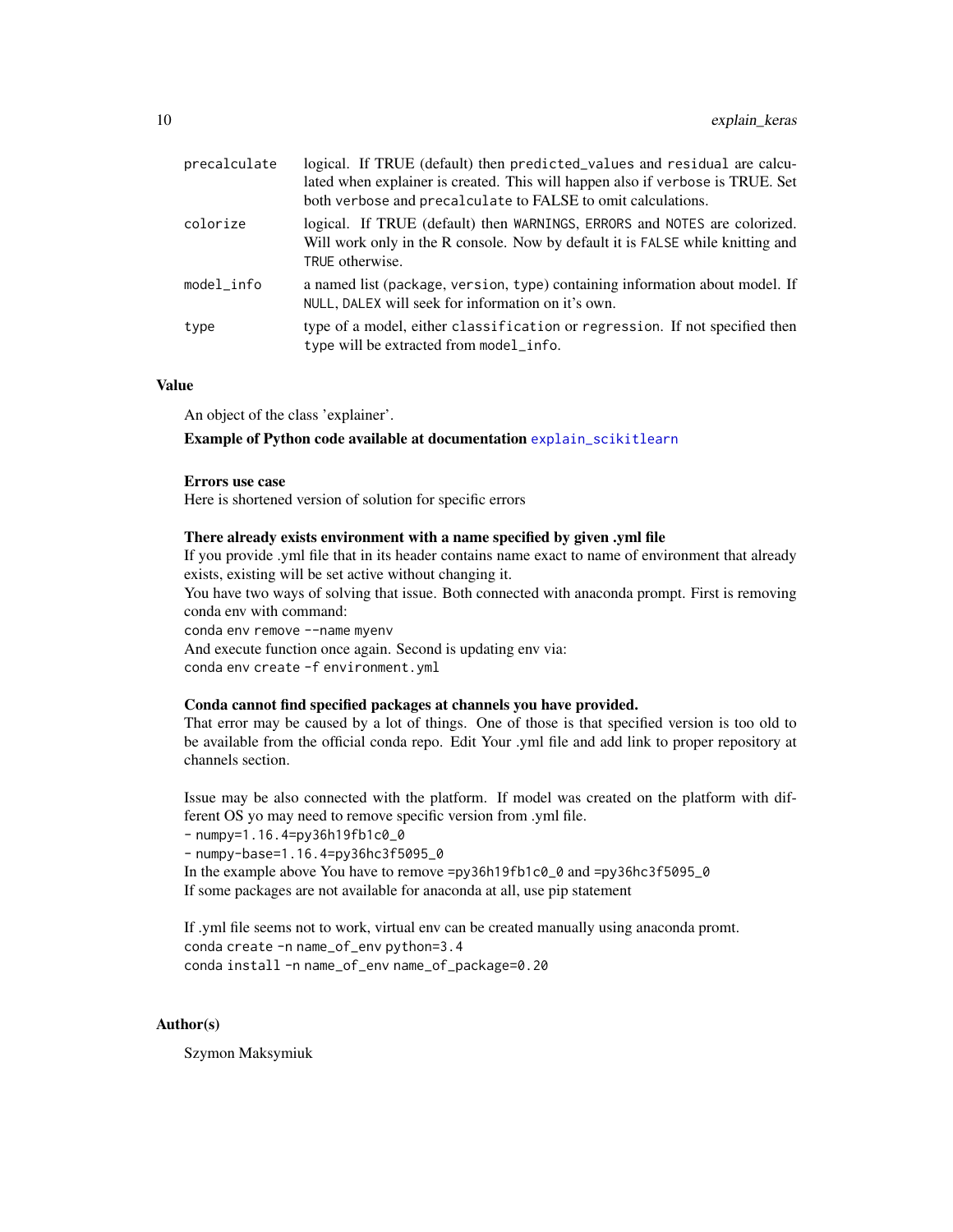| | |
|---|---|
| precalculate | logical. If TRUE (default) then predicted_values and residual are calculated when explainer is created. This will happen also if verbose is TRUE. Set both verbose and precalculate to FALSE to omit calculations. |
| colorize | logical. If TRUE (default) then WARNINGS, ERRORS and NOTES are colorized. Will work only in the R console. Now by default it is FALSE while knitting and TRUE otherwise. |
| model_info | a named list (package, version, type) containing information about model. If NULL, DALEX will seek for information on it's own. |
| type | type of a model, either classification or regression. If not specified then type will be extracted from model_info. |

## Value

An object of the class 'explainer'.

**Example of Python code available at documentation** explain_scikitlearn

**Errors use case**
Here is shortened version of solution for specific errors

**There already exists environment with a name specified by given .yml file**
If you provide .yml file that in its header contains name exact to name of environment that already exists, existing will be set active without changing it.
You have two ways of solving that issue. Both connected with anaconda prompt. First is removing conda env with command:
`conda env remove --name myenv`
And execute function once again. Second is updating env via:
`conda env create -f environment.yml`

**Conda cannot find specified packages at channels you have provided.**
That error may be caused by a lot of things. One of those is that specified version is too old to be available from the official conda repo. Edit Your .yml file and add link to proper repository at channels section.

Issue may be also connected with the platform. If model was created on the platform with different OS yo may need to remove specific version from .yml file.
`- numpy=1.16.4=py36h19fb1c0_0`
`- numpy-base=1.16.4=py36hc3f5095_0`
In the example above You have to remove `=py36h19fb1c0_0` and `=py36hc3f5095_0`
If some packages are not available for anaconda at all, use pip statement

If .yml file seems not to work, virtual env can be created manually using anaconda promt.
`conda create -n name_of_env python=3.4`
`conda install -n name_of_env name_of_package=0.20`

## Author(s)

Szymon Maksymiuk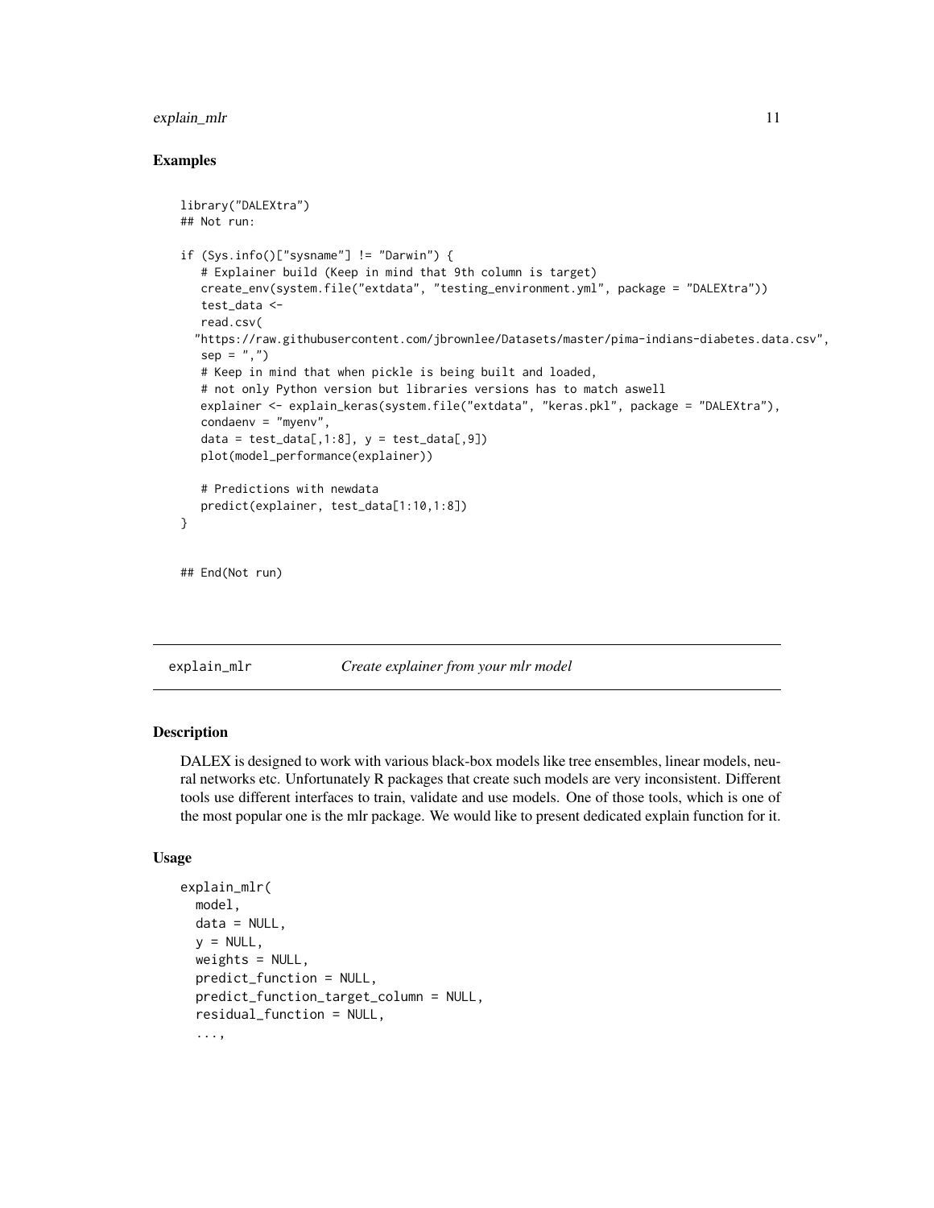## Examples

```
library("DALEXtra")
## Not run:

if (Sys.info()["sysname"] != "Darwin") {
   # Explainer build (Keep in mind that 9th column is target)
   create_env(system.file("extdata", "testing_environment.yml", package = "DALEXtra"))
   test_data <-
   read.csv(
  "https://raw.githubusercontent.com/jbrownlee/Datasets/master/pima-indians-diabetes.data.csv",
   sep = ",")
   # Keep in mind that when pickle is being built and loaded,
   # not only Python version but libraries versions has to match aswell
   explainer <- explain_keras(system.file("extdata", "keras.pkl", package = "DALEXtra"),
   condaenv = "myenv",
   data = test_data[,1:8], y = test_data[,9])
   plot(model_performance(explainer))

   # Predictions with newdata
   predict(explainer, test_data[1:10,1:8])
}


## End(Not run)
```

---

# explain_mlr — *Create explainer from your mlr model*

## Description

DALEX is designed to work with various black-box models like tree ensembles, linear models, neural networks etc. Unfortunately R packages that create such models are very inconsistent. Different tools use different interfaces to train, validate and use models. One of those tools, which is one of the most popular one is the mlr package. We would like to present dedicated explain function for it.

## Usage

```
explain_mlr(
  model,
  data = NULL,
  y = NULL,
  weights = NULL,
  predict_function = NULL,
  predict_function_target_column = NULL,
  residual_function = NULL,
  ...,
```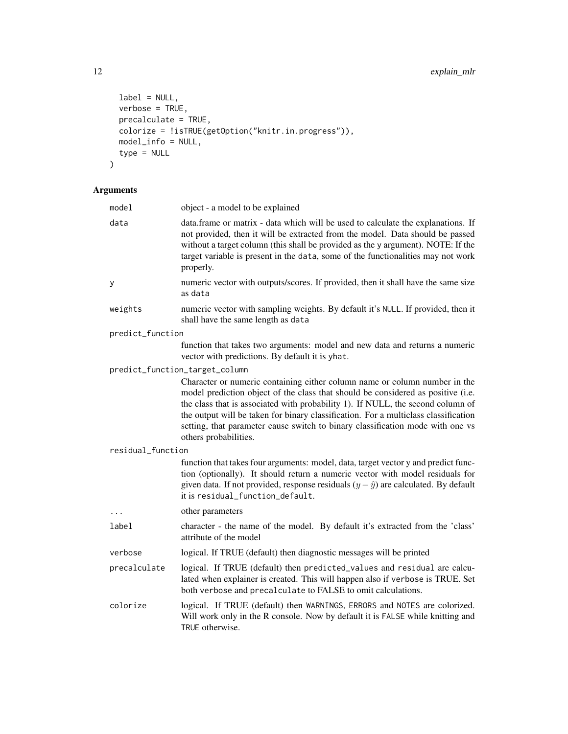```
  label = NULL,
  verbose = TRUE,
  precalculate = TRUE,
  colorize = !isTRUE(getOption("knitr.in.progress")),
  model_info = NULL,
  type = NULL
)
```

## Arguments

| | |
|---|---|
| `model` | object - a model to be explained |
| `data` | data.frame or matrix - data which will be used to calculate the explanations. If not provided, then it will be extracted from the model. Data should be passed without a target column (this shall be provided as the `y` argument). NOTE: If the target variable is present in the `data`, some of the functionalities may not work properly. |
| `y` | numeric vector with outputs/scores. If provided, then it shall have the same size as `data` |
| `weights` | numeric vector with sampling weights. By default it's `NULL`. If provided, then it shall have the same length as `data` |
| `predict_function` | function that takes two arguments: model and new data and returns a numeric vector with predictions. By default it is `yhat`. |
| `predict_function_target_column` | Character or numeric containing either column name or column number in the model prediction object of the class that should be considered as positive (i.e. the class that is associated with probability 1). If NULL, the second column of the output will be taken for binary classification. For a multiclass classification setting, that parameter cause switch to binary classification mode with one vs others probabilities. |
| `residual_function` | function that takes four arguments: model, data, target vector y and predict function (optionally). It should return a numeric vector with model residuals for given data. If not provided, response residuals ($y - \hat{y}$) are calculated. By default it is `residual_function_default`. |
| `...` | other parameters |
| `label` | character - the name of the model. By default it's extracted from the 'class' attribute of the model |
| `verbose` | logical. If TRUE (default) then diagnostic messages will be printed |
| `precalculate` | logical. If TRUE (default) then `predicted_values` and `residual` are calculated when explainer is created. This will happen also if `verbose` is TRUE. Set both `verbose` and `precalculate` to FALSE to omit calculations. |
| `colorize` | logical. If TRUE (default) then `WARNINGS`, `ERRORS` and `NOTES` are colorized. Will work only in the R console. Now by default it is `FALSE` while knitting and `TRUE` otherwise. |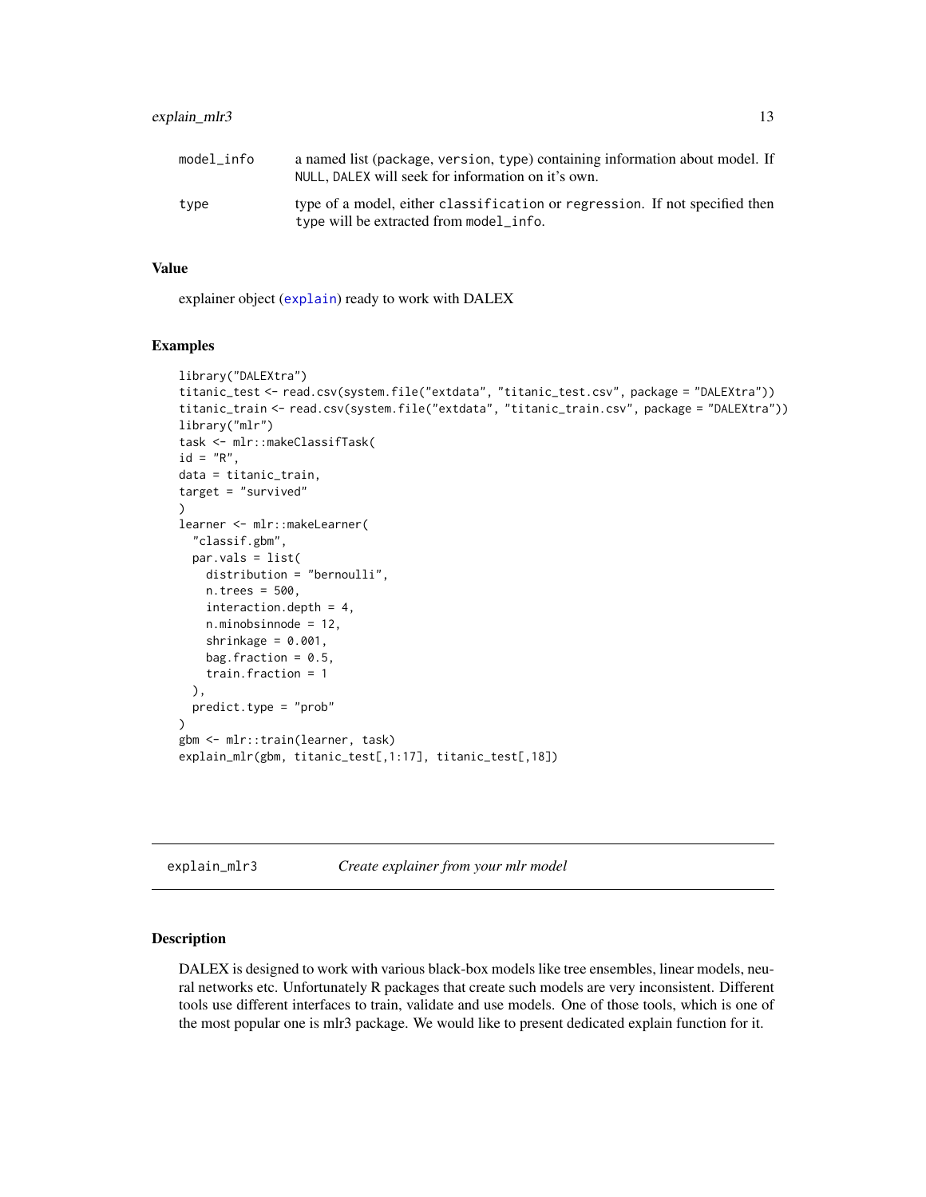| | |
|---|---|
| model_info | a named list (package, version, type) containing information about model. If NULL, DALEX will seek for information on it's own. |
| type | type of a model, either classification or regression. If not specified then type will be extracted from model_info. |

### Value

explainer object (explain) ready to work with DALEX

### Examples

```
library("DALEXtra")
titanic_test <- read.csv(system.file("extdata", "titanic_test.csv", package = "DALEXtra"))
titanic_train <- read.csv(system.file("extdata", "titanic_train.csv", package = "DALEXtra"))
library("mlr")
task <- mlr::makeClassifTask(
id = "R",
data = titanic_train,
target = "survived"
)
learner <- mlr::makeLearner(
  "classif.gbm",
  par.vals = list(
    distribution = "bernoulli",
    n.trees = 500,
    interaction.depth = 4,
    n.minobsinnode = 12,
    shrinkage = 0.001,
    bag.fraction = 0.5,
    train.fraction = 1
  ),
  predict.type = "prob"
)
gbm <- mlr::train(learner, task)
explain_mlr(gbm, titanic_test[,1:17], titanic_test[,18])
```

---

## explain_mlr3 — *Create explainer from your mlr model*

### Description

DALEX is designed to work with various black-box models like tree ensembles, linear models, neural networks etc. Unfortunately R packages that create such models are very inconsistent. Different tools use different interfaces to train, validate and use models. One of those tools, which is one of the most popular one is mlr3 package. We would like to present dedicated explain function for it.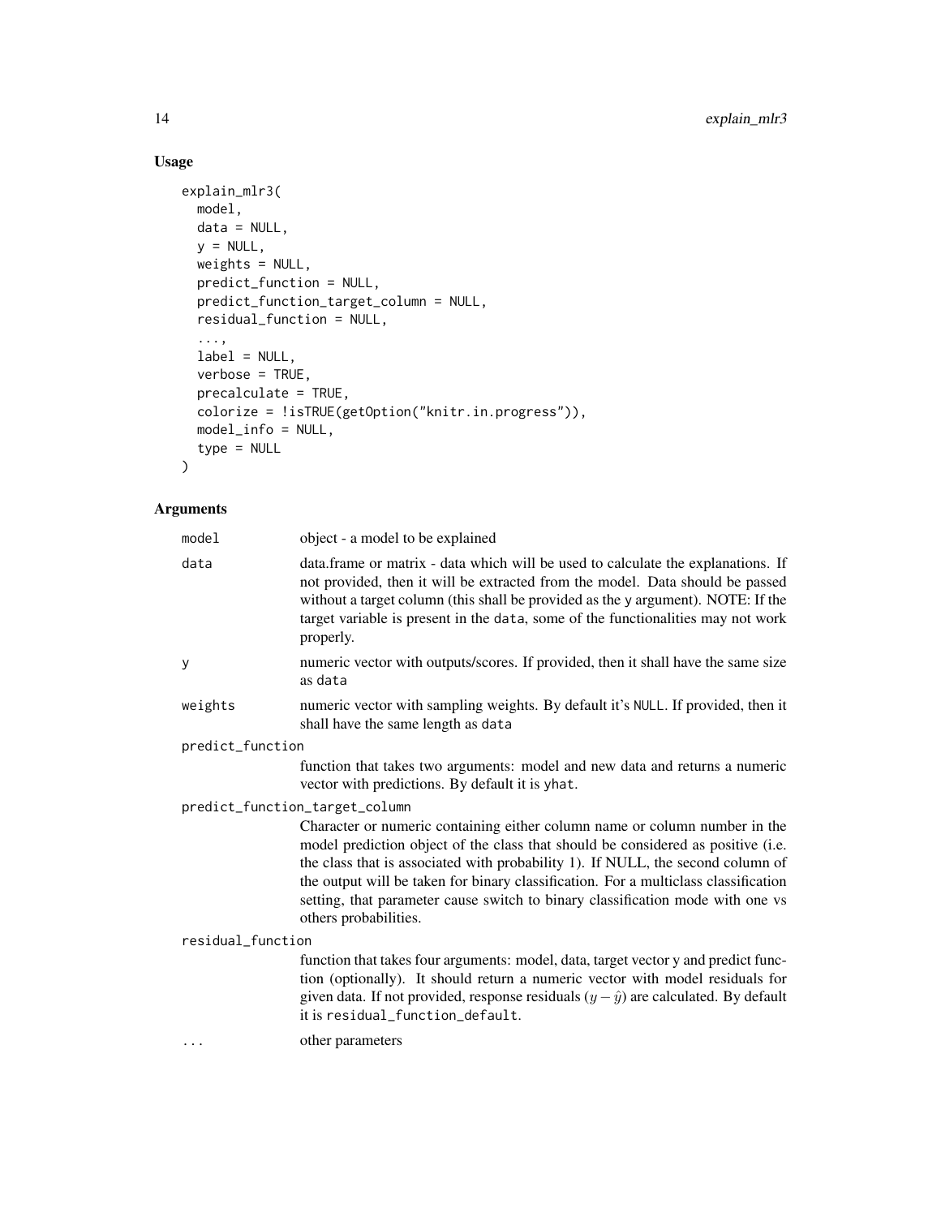## Usage

```
explain_mlr3(
  model,
  data = NULL,
  y = NULL,
  weights = NULL,
  predict_function = NULL,
  predict_function_target_column = NULL,
  residual_function = NULL,
  ...,
  label = NULL,
  verbose = TRUE,
  precalculate = TRUE,
  colorize = !isTRUE(getOption("knitr.in.progress")),
  model_info = NULL,
  type = NULL
)
```

## Arguments

| Argument | Description |
|---|---|
| model | object - a model to be explained |
| data | data.frame or matrix - data which will be used to calculate the explanations. If not provided, then it will be extracted from the model. Data should be passed without a target column (this shall be provided as the y argument). NOTE: If the target variable is present in the data, some of the functionalities may not work properly. |
| y | numeric vector with outputs/scores. If provided, then it shall have the same size as data |
| weights | numeric vector with sampling weights. By default it's NULL. If provided, then it shall have the same length as data |
| predict_function | function that takes two arguments: model and new data and returns a numeric vector with predictions. By default it is yhat. |
| predict_function_target_column | Character or numeric containing either column name or column number in the model prediction object of the class that should be considered as positive (i.e. the class that is associated with probability 1). If NULL, the second column of the output will be taken for binary classification. For a multiclass classification setting, that parameter cause switch to binary classification mode with one vs others probabilities. |
| residual_function | function that takes four arguments: model, data, target vector y and predict function (optionally). It should return a numeric vector with model residuals for given data. If not provided, response residuals ($y - \hat{y}$) are calculated. By default it is residual_function_default. |
| ... | other parameters |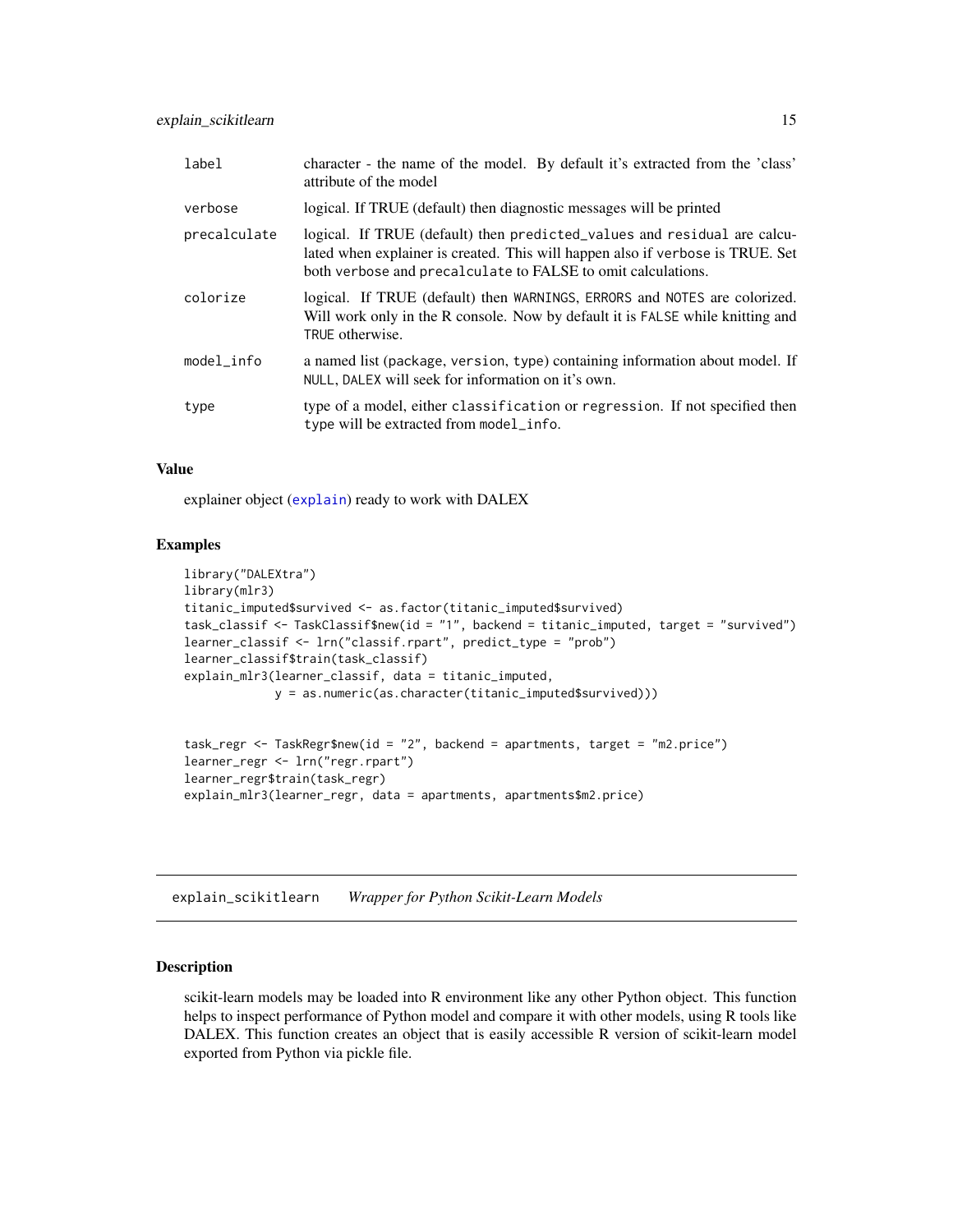| | |
|---|---|
| label | character - the name of the model. By default it's extracted from the 'class' attribute of the model |
| verbose | logical. If TRUE (default) then diagnostic messages will be printed |
| precalculate | logical. If TRUE (default) then `predicted_values` and `residual` are calculated when explainer is created. This will happen also if `verbose` is TRUE. Set both `verbose` and `precalculate` to FALSE to omit calculations. |
| colorize | logical. If TRUE (default) then `WARNINGS`, `ERRORS` and `NOTES` are colorized. Will work only in the R console. Now by default it is `FALSE` while knitting and `TRUE` otherwise. |
| model_info | a named list (`package`, `version`, `type`) containing information about model. If `NULL`, `DALEX` will seek for information on it's own. |
| type | type of a model, either `classification` or `regression`. If not specified then `type` will be extracted from `model_info`. |

### Value

explainer object (explain) ready to work with DALEX

### Examples

```
library("DALEXtra")
library(mlr3)
titanic_imputed$survived <- as.factor(titanic_imputed$survived)
task_classif <- TaskClassif$new(id = "1", backend = titanic_imputed, target = "survived")
learner_classif <- lrn("classif.rpart", predict_type = "prob")
learner_classif$train(task_classif)
explain_mlr3(learner_classif, data = titanic_imputed,
             y = as.numeric(as.character(titanic_imputed$survived)))


task_regr <- TaskRegr$new(id = "2", backend = apartments, target = "m2.price")
learner_regr <- lrn("regr.rpart")
learner_regr$train(task_regr)
explain_mlr3(learner_regr, data = apartments, apartments$m2.price)
```

---

## explain_scikitlearn *Wrapper for Python Scikit-Learn Models*

### Description

scikit-learn models may be loaded into R environment like any other Python object. This function helps to inspect performance of Python model and compare it with other models, using R tools like DALEX. This function creates an object that is easily accessible R version of scikit-learn model exported from Python via pickle file.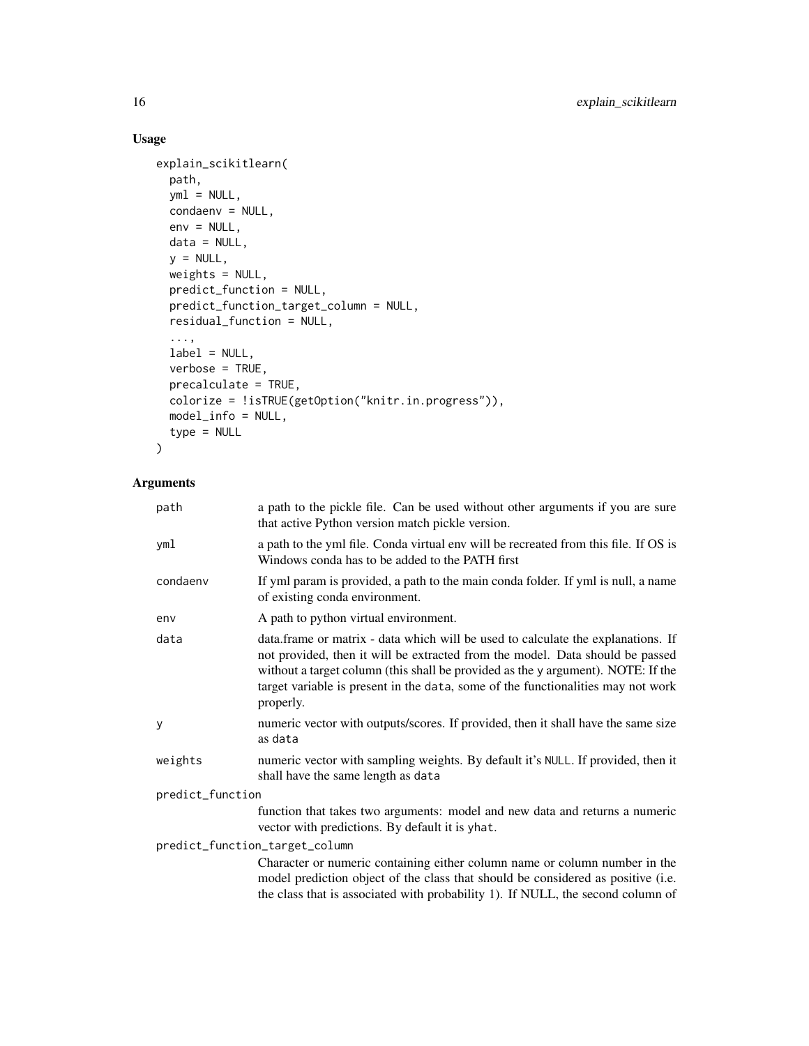## Usage

```
explain_scikitlearn(
  path,
  yml = NULL,
  condaenv = NULL,
  env = NULL,
  data = NULL,
  y = NULL,
  weights = NULL,
  predict_function = NULL,
  predict_function_target_column = NULL,
  residual_function = NULL,
  ...,
  label = NULL,
  verbose = TRUE,
  precalculate = TRUE,
  colorize = !isTRUE(getOption("knitr.in.progress")),
  model_info = NULL,
  type = NULL
)
```

## Arguments

| | |
|---|---|
| path | a path to the pickle file. Can be used without other arguments if you are sure that active Python version match pickle version. |
| yml | a path to the yml file. Conda virtual env will be recreated from this file. If OS is Windows conda has to be added to the PATH first |
| condaenv | If yml param is provided, a path to the main conda folder. If yml is null, a name of existing conda environment. |
| env | A path to python virtual environment. |
| data | data.frame or matrix - data which will be used to calculate the explanations. If not provided, then it will be extracted from the model. Data should be passed without a target column (this shall be provided as the y argument). NOTE: If the target variable is present in the data, some of the functionalities may not work properly. |
| y | numeric vector with outputs/scores. If provided, then it shall have the same size as data |
| weights | numeric vector with sampling weights. By default it's NULL. If provided, then it shall have the same length as data |
| predict_function | function that takes two arguments: model and new data and returns a numeric vector with predictions. By default it is yhat. |
| predict_function_target_column | Character or numeric containing either column name or column number in the model prediction object of the class that should be considered as positive (i.e. the class that is associated with probability 1). If NULL, the second column of |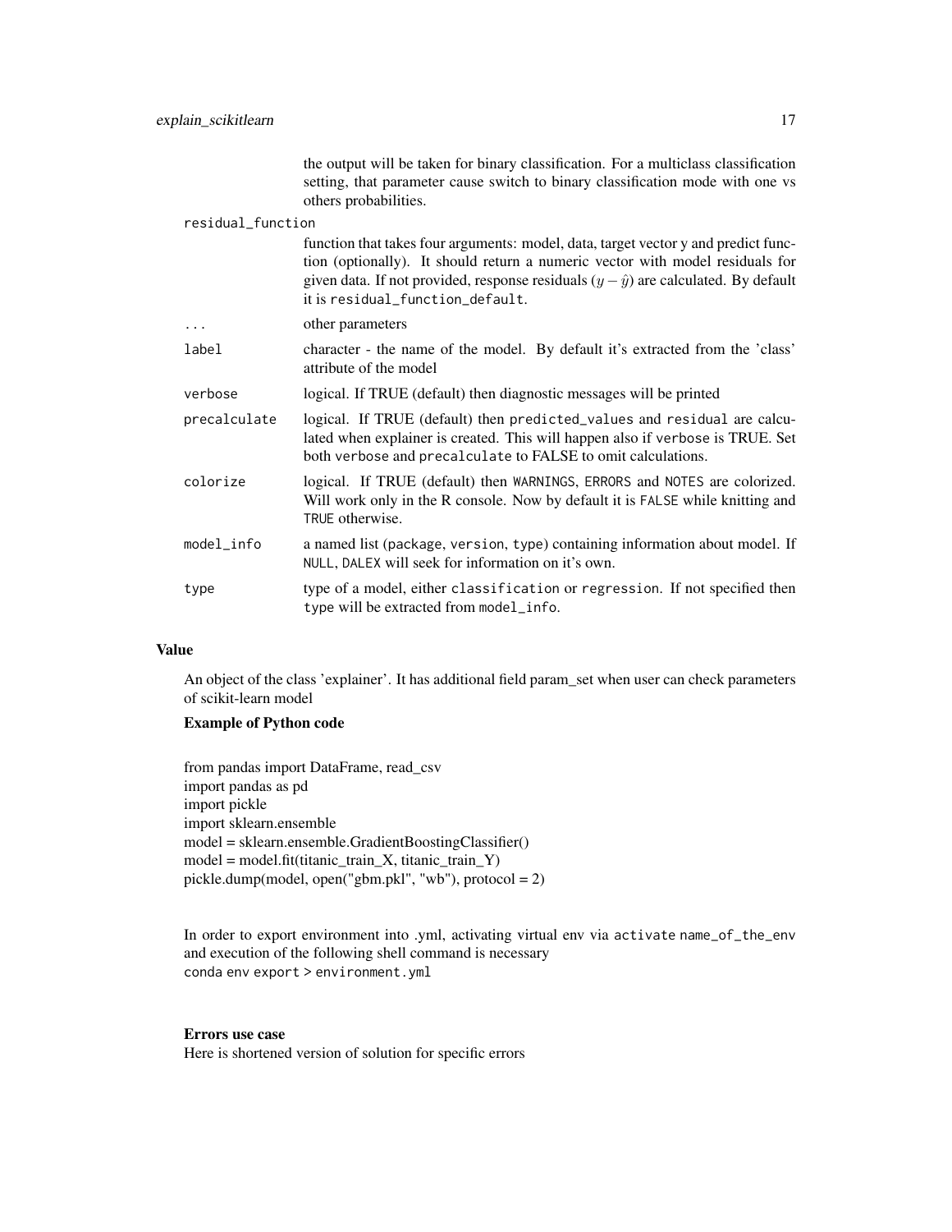the output will be taken for binary classification. For a multiclass classification setting, that parameter cause switch to binary classification mode with one vs others probabilities.

residual_function
: function that takes four arguments: model, data, target vector y and predict function (optionally). It should return a numeric vector with model residuals for given data. If not provided, response residuals ($y - \hat{y}$) are calculated. By default it is `residual_function_default`.

...
: other parameters

label
: character - the name of the model. By default it's extracted from the 'class' attribute of the model

verbose
: logical. If TRUE (default) then diagnostic messages will be printed

precalculate
: logical. If TRUE (default) then `predicted_values` and `residual` are calculated when explainer is created. This will happen also if `verbose` is TRUE. Set both `verbose` and `precalculate` to FALSE to omit calculations.

colorize
: logical. If TRUE (default) then `WARNINGS`, `ERRORS` and `NOTES` are colorized. Will work only in the R console. Now by default it is `FALSE` while knitting and `TRUE` otherwise.

model_info
: a named list (`package`, `version`, `type`) containing information about model. If `NULL`, `DALEX` will seek for information on it's own.

type
: type of a model, either `classification` or `regression`. If not specified then `type` will be extracted from `model_info`.

## Value

An object of the class 'explainer'. It has additional field param_set when user can check parameters of scikit-learn model

### Example of Python code

```
from pandas import DataFrame, read_csv
import pandas as pd
import pickle
import sklearn.ensemble
model = sklearn.ensemble.GradientBoostingClassifier()
model = model.fit(titanic_train_X, titanic_train_Y)
pickle.dump(model, open("gbm.pkl", "wb"), protocol = 2)
```

In order to export environment into .yml, activating virtual env via `activate name_of_the_env` and execution of the following shell command is necessary
`conda env export > environment.yml`

### Errors use case

Here is shortened version of solution for specific errors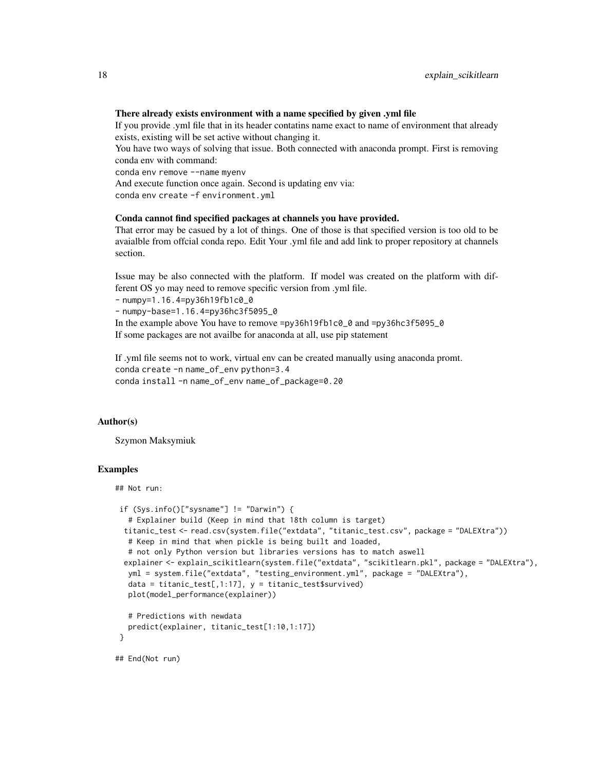**There already exists environment with a name specified by given .yml file**

If you provide .yml file that in its header contatins name exact to name of environment that already exists, existing will be set active without changing it.

You have two ways of solving that issue. Both connected with anaconda prompt. First is removing conda env with command:

`conda env remove --name myenv`

And execute function once again. Second is updating env via:

`conda env create -f environment.yml`

**Conda cannot find specified packages at channels you have provided.**

That error may be casued by a lot of things. One of those is that specified version is too old to be avaialble from offcial conda repo. Edit Your .yml file and add link to proper repository at channels section.

Issue may be also connected with the platform. If model was created on the platform with different OS yo may need to remove specific version from .yml file.

`- numpy=1.16.4=py36h19fb1c0_0`

`- numpy-base=1.16.4=py36hc3f5095_0`

In the example above You have to remove `=py36h19fb1c0_0` and `=py36hc3f5095_0`

If some packages are not availbe for anaconda at all, use pip statement

If .yml file seems not to work, virtual env can be created manually using anaconda promt.

`conda create -n name_of_env python=3.4`

`conda install -n name_of_env name_of_package=0.20`

## Author(s)

Szymon Maksymiuk

## Examples

```
## Not run:

 if (Sys.info()["sysname"] != "Darwin") {
   # Explainer build (Keep in mind that 18th column is target)
  titanic_test <- read.csv(system.file("extdata", "titanic_test.csv", package = "DALEXtra"))
   # Keep in mind that when pickle is being built and loaded,
   # not only Python version but libraries versions has to match aswell
  explainer <- explain_scikitlearn(system.file("extdata", "scikitlearn.pkl", package = "DALEXtra"),
   yml = system.file("extdata", "testing_environment.yml", package = "DALEXtra"),
   data = titanic_test[,1:17], y = titanic_test$survived)
   plot(model_performance(explainer))

   # Predictions with newdata
   predict(explainer, titanic_test[1:10,1:17])
 }

## End(Not run)
```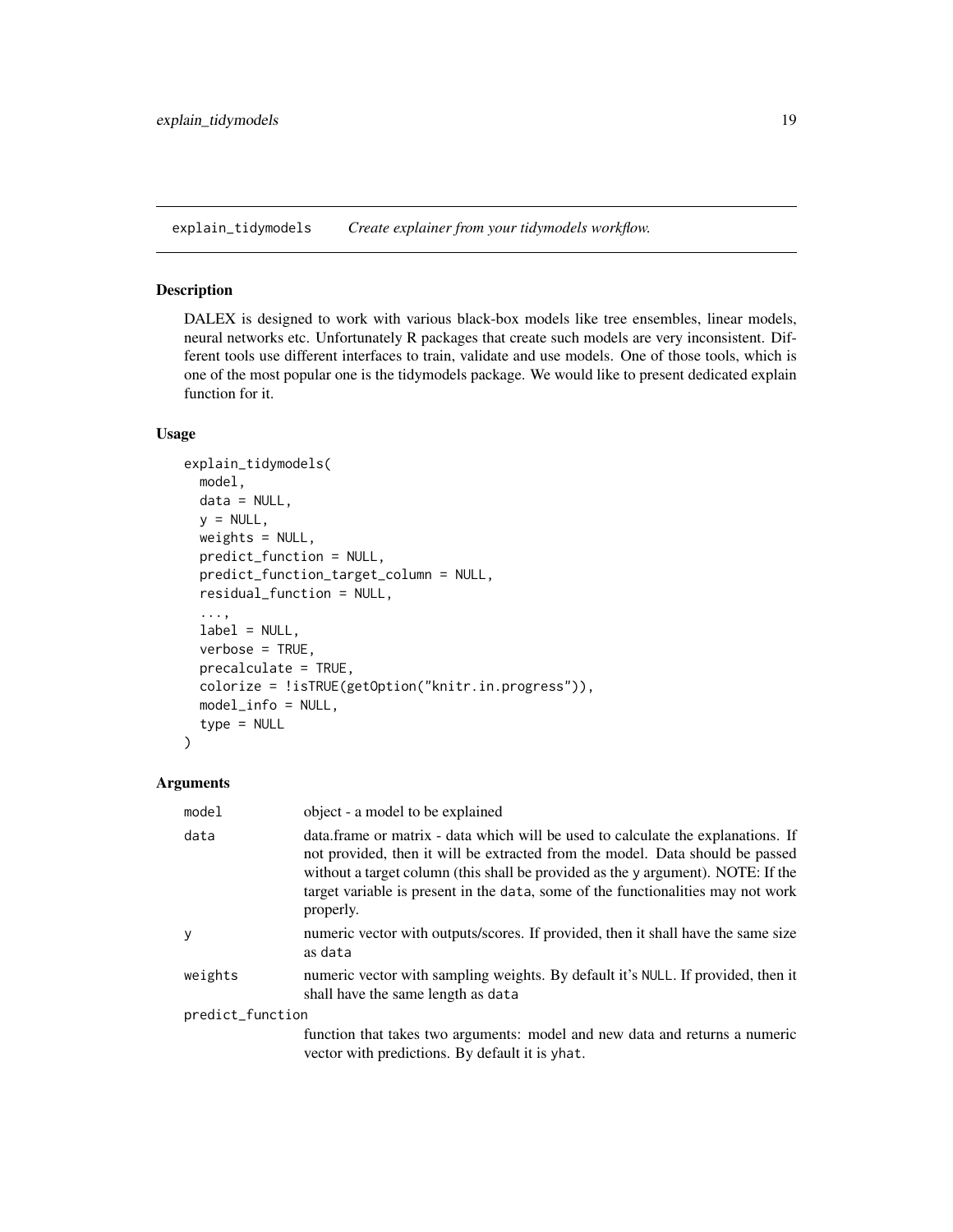## explain_tidymodels *Create explainer from your tidymodels workflow.*

### Description

DALEX is designed to work with various black-box models like tree ensembles, linear models, neural networks etc. Unfortunately R packages that create such models are very inconsistent. Different tools use different interfaces to train, validate and use models. One of those tools, which is one of the most popular one is the tidymodels package. We would like to present dedicated explain function for it.

### Usage

```
explain_tidymodels(
  model,
  data = NULL,
  y = NULL,
  weights = NULL,
  predict_function = NULL,
  predict_function_target_column = NULL,
  residual_function = NULL,
  ...,
  label = NULL,
  verbose = TRUE,
  precalculate = TRUE,
  colorize = !isTRUE(getOption("knitr.in.progress")),
  model_info = NULL,
  type = NULL
)
```

### Arguments

| | |
|---|---|
| `model` | object - a model to be explained |
| `data` | data.frame or matrix - data which will be used to calculate the explanations. If not provided, then it will be extracted from the model. Data should be passed without a target column (this shall be provided as the `y` argument). NOTE: If the target variable is present in the `data`, some of the functionalities may not work properly. |
| `y` | numeric vector with outputs/scores. If provided, then it shall have the same size as `data` |
| `weights` | numeric vector with sampling weights. By default it's `NULL`. If provided, then it shall have the same length as `data` |
| `predict_function` | function that takes two arguments: model and new data and returns a numeric vector with predictions. By default it is `yhat`. |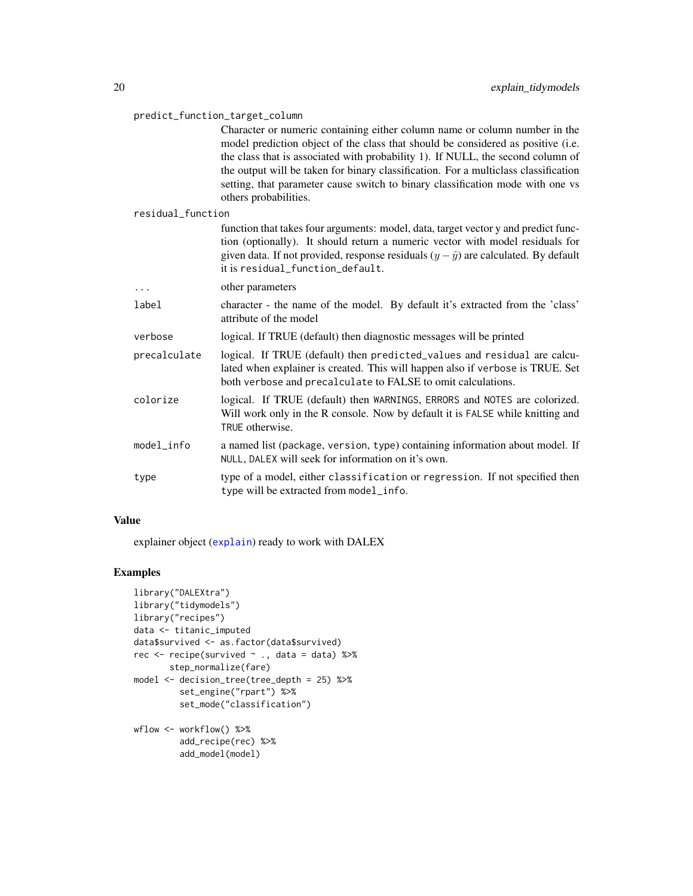predict_function_target_column
: Character or numeric containing either column name or column number in the model prediction object of the class that should be considered as positive (i.e. the class that is associated with probability 1). If NULL, the second column of the output will be taken for binary classification. For a multiclass classification setting, that parameter cause switch to binary classification mode with one vs others probabilities.

residual_function
: function that takes four arguments: model, data, target vector y and predict function (optionally). It should return a numeric vector with model residuals for given data. If not provided, response residuals ($y - \hat{y}$) are calculated. By default it is `residual_function_default`.

`...`
: other parameters

`label`
: character - the name of the model. By default it's extracted from the 'class' attribute of the model

`verbose`
: logical. If TRUE (default) then diagnostic messages will be printed

`precalculate`
: logical. If TRUE (default) then `predicted_values` and `residual` are calculated when explainer is created. This will happen also if `verbose` is TRUE. Set both `verbose` and `precalculate` to FALSE to omit calculations.

`colorize`
: logical. If TRUE (default) then `WARNINGS`, `ERRORS` and `NOTES` are colorized. Will work only in the R console. Now by default it is `FALSE` while knitting and `TRUE` otherwise.

`model_info`
: a named list (`package`, `version`, `type`) containing information about model. If `NULL`, `DALEX` will seek for information on it's own.

`type`
: type of a model, either `classification` or `regression`. If not specified then `type` will be extracted from `model_info`.

## Value

explainer object (`explain`) ready to work with DALEX

## Examples

```
library("DALEXtra")
library("tidymodels")
library("recipes")
data <- titanic_imputed
data$survived <- as.factor(data$survived)
rec <- recipe(survived ~ ., data = data) %>%
       step_normalize(fare)
model <- decision_tree(tree_depth = 25) %>%
         set_engine("rpart") %>%
         set_mode("classification")

wflow <- workflow() %>%
         add_recipe(rec) %>%
         add_model(model)
```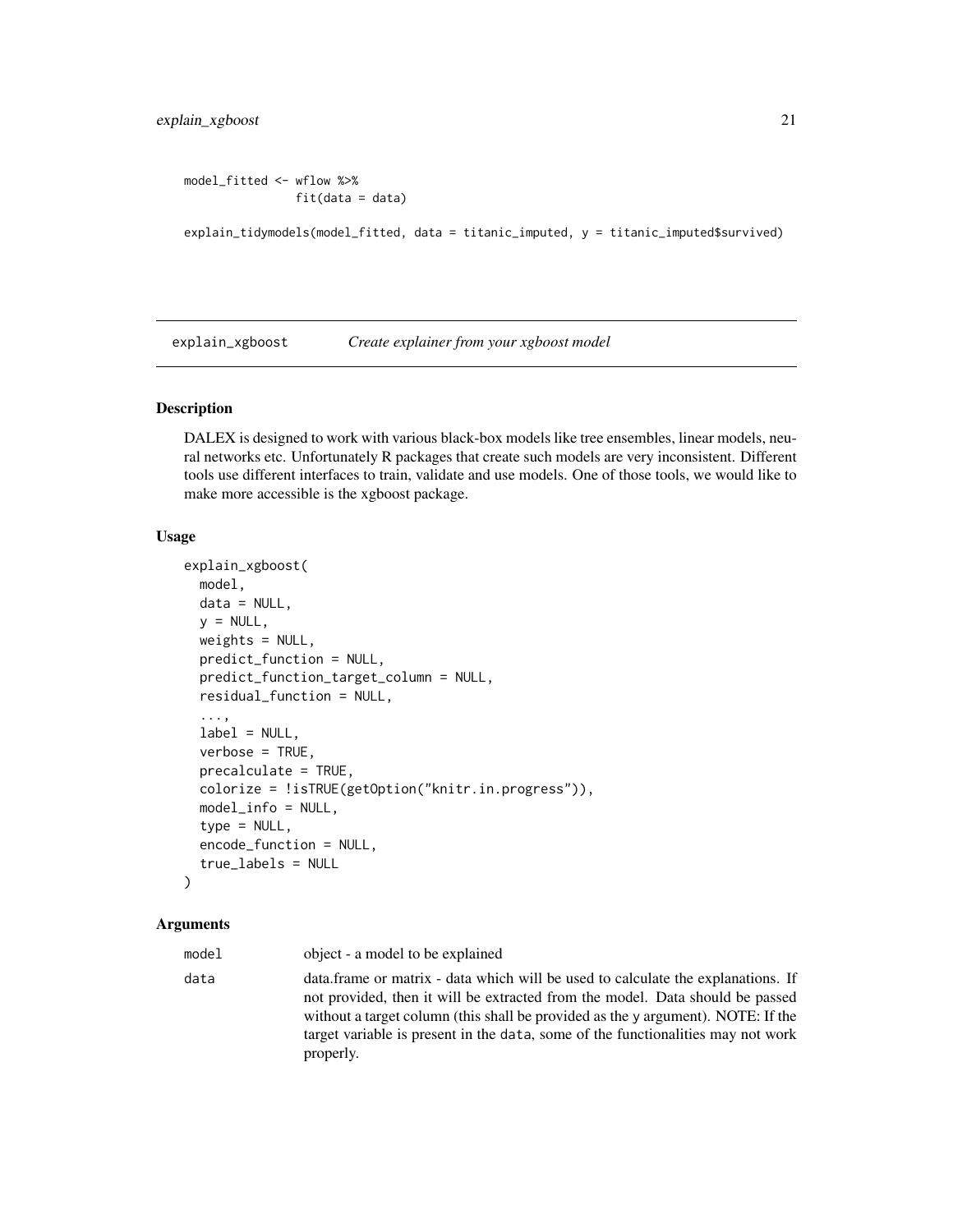```
model_fitted <- wflow %>%
                fit(data = data)

explain_tidymodels(model_fitted, data = titanic_imputed, y = titanic_imputed$survived)
```

---

## explain_xgboost — *Create explainer from your xgboost model*

### Description

DALEX is designed to work with various black-box models like tree ensembles, linear models, neural networks etc. Unfortunately R packages that create such models are very inconsistent. Different tools use different interfaces to train, validate and use models. One of those tools, we would like to make more accessible is the xgboost package.

### Usage

```
explain_xgboost(
  model,
  data = NULL,
  y = NULL,
  weights = NULL,
  predict_function = NULL,
  predict_function_target_column = NULL,
  residual_function = NULL,
  ...,
  label = NULL,
  verbose = TRUE,
  precalculate = TRUE,
  colorize = !isTRUE(getOption("knitr.in.progress")),
  model_info = NULL,
  type = NULL,
  encode_function = NULL,
  true_labels = NULL
)
```

### Arguments

| | |
|---|---|
| `model` | object - a model to be explained |
| `data` | data.frame or matrix - data which will be used to calculate the explanations. If not provided, then it will be extracted from the model. Data should be passed without a target column (this shall be provided as the `y` argument). NOTE: If the target variable is present in the `data`, some of the functionalities may not work properly. |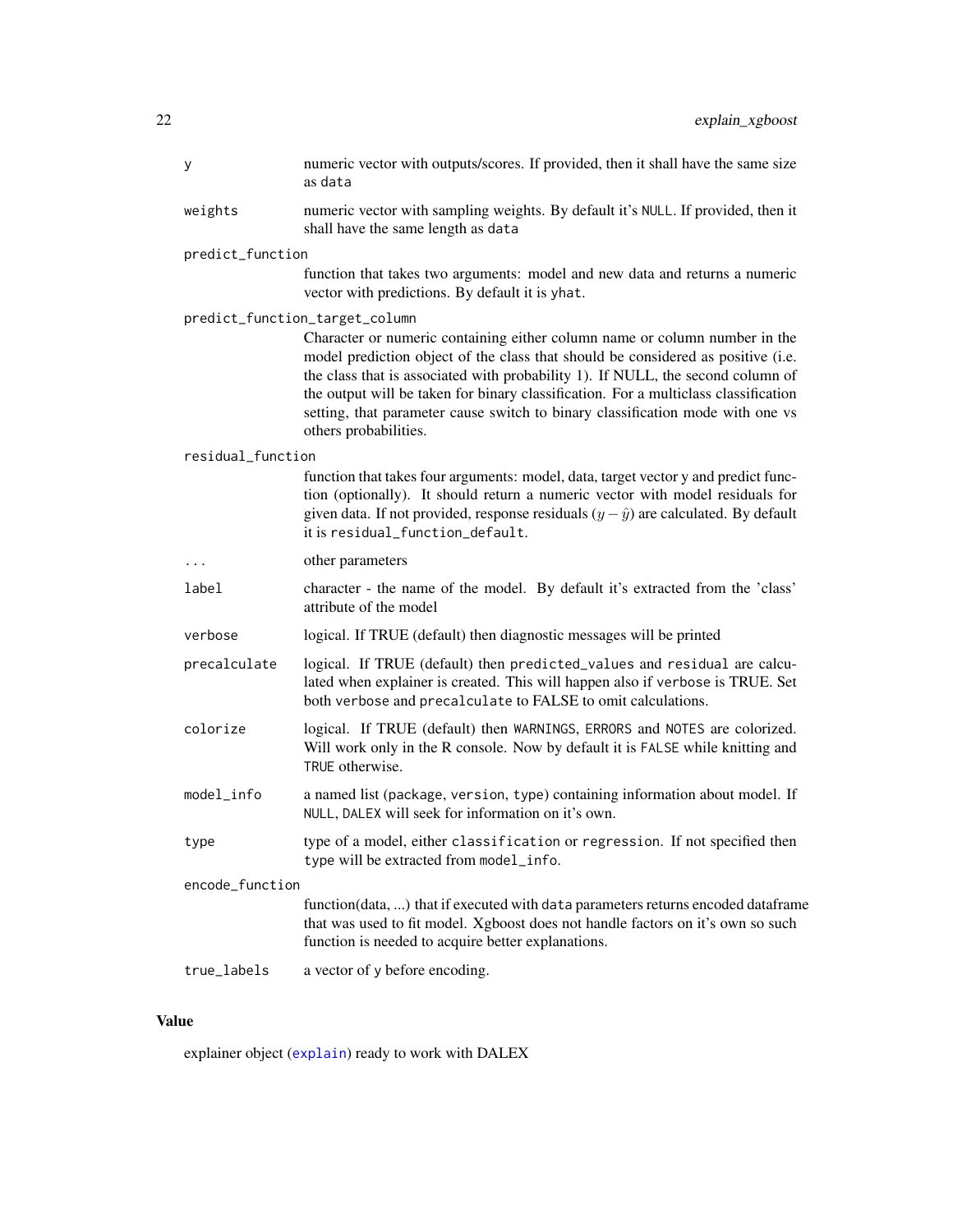| | |
|---|---|
| y | numeric vector with outputs/scores. If provided, then it shall have the same size as data |
| weights | numeric vector with sampling weights. By default it's NULL. If provided, then it shall have the same length as data |
| predict_function | function that takes two arguments: model and new data and returns a numeric vector with predictions. By default it is yhat. |
| predict_function_target_column | Character or numeric containing either column name or column number in the model prediction object of the class that should be considered as positive (i.e. the class that is associated with probability 1). If NULL, the second column of the output will be taken for binary classification. For a multiclass classification setting, that parameter cause switch to binary classification mode with one vs others probabilities. |
| residual_function | function that takes four arguments: model, data, target vector y and predict function (optionally). It should return a numeric vector with model residuals for given data. If not provided, response residuals ($y - \hat{y}$) are calculated. By default it is residual_function_default. |
| ... | other parameters |
| label | character - the name of the model. By default it's extracted from the 'class' attribute of the model |
| verbose | logical. If TRUE (default) then diagnostic messages will be printed |
| precalculate | logical. If TRUE (default) then predicted_values and residual are calculated when explainer is created. This will happen also if verbose is TRUE. Set both verbose and precalculate to FALSE to omit calculations. |
| colorize | logical. If TRUE (default) then WARNINGS, ERRORS and NOTES are colorized. Will work only in the R console. Now by default it is FALSE while knitting and TRUE otherwise. |
| model_info | a named list (package, version, type) containing information about model. If NULL, DALEX will seek for information on it's own. |
| type | type of a model, either classification or regression. If not specified then type will be extracted from model_info. |
| encode_function | function(data, ...) that if executed with data parameters returns encoded dataframe that was used to fit model. Xgboost does not handle factors on it's own so such function is needed to acquire better explanations. |
| true_labels | a vector of y before encoding. |

## Value

explainer object (explain) ready to work with DALEX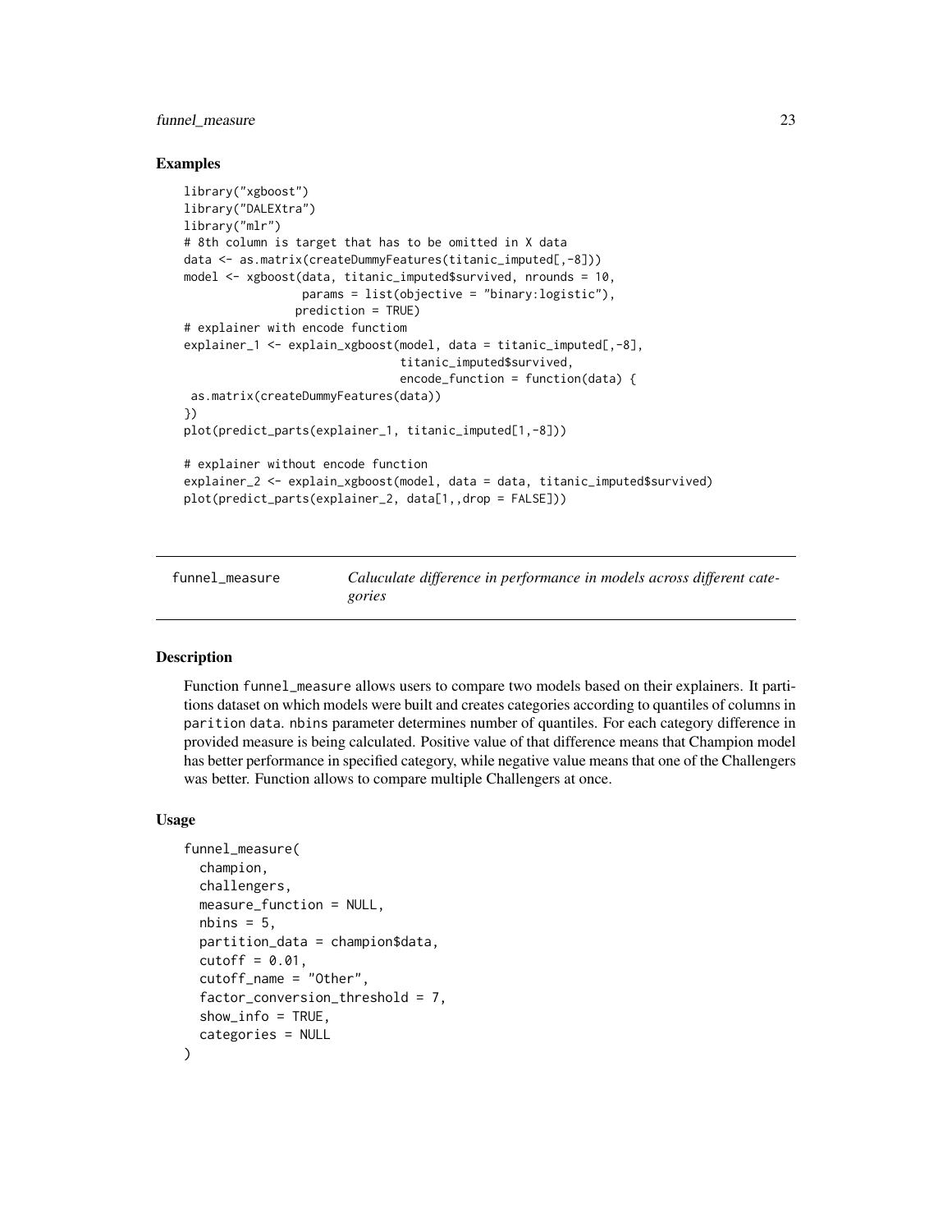## Examples

```
library("xgboost")
library("DALEXtra")
library("mlr")
# 8th column is target that has to be omitted in X data
data <- as.matrix(createDummyFeatures(titanic_imputed[,-8]))
model <- xgboost(data, titanic_imputed$survived, nrounds = 10,
                 params = list(objective = "binary:logistic"),
                prediction = TRUE)
# explainer with encode functiom
explainer_1 <- explain_xgboost(model, data = titanic_imputed[,-8],
                               titanic_imputed$survived,
                               encode_function = function(data) {
 as.matrix(createDummyFeatures(data))
})
plot(predict_parts(explainer_1, titanic_imputed[1,-8]))

# explainer without encode function
explainer_2 <- explain_xgboost(model, data = data, titanic_imputed$survived)
plot(predict_parts(explainer_2, data[1,,drop = FALSE]))
```

---

funnel_measure — *Caluculate difference in performance in models across different categories*

---

## Description

Function funnel_measure allows users to compare two models based on their explainers. It partitions dataset on which models were built and creates categories according to quantiles of columns in parition data. nbins parameter determines number of quantiles. For each category difference in provided measure is being calculated. Positive value of that difference means that Champion model has better performance in specified category, while negative value means that one of the Challengers was better. Function allows to compare multiple Challengers at once.

## Usage

```
funnel_measure(
  champion,
  challengers,
  measure_function = NULL,
  nbins = 5,
  partition_data = champion$data,
  cutoff = 0.01,
  cutoff_name = "Other",
  factor_conversion_threshold = 7,
  show_info = TRUE,
  categories = NULL
)
```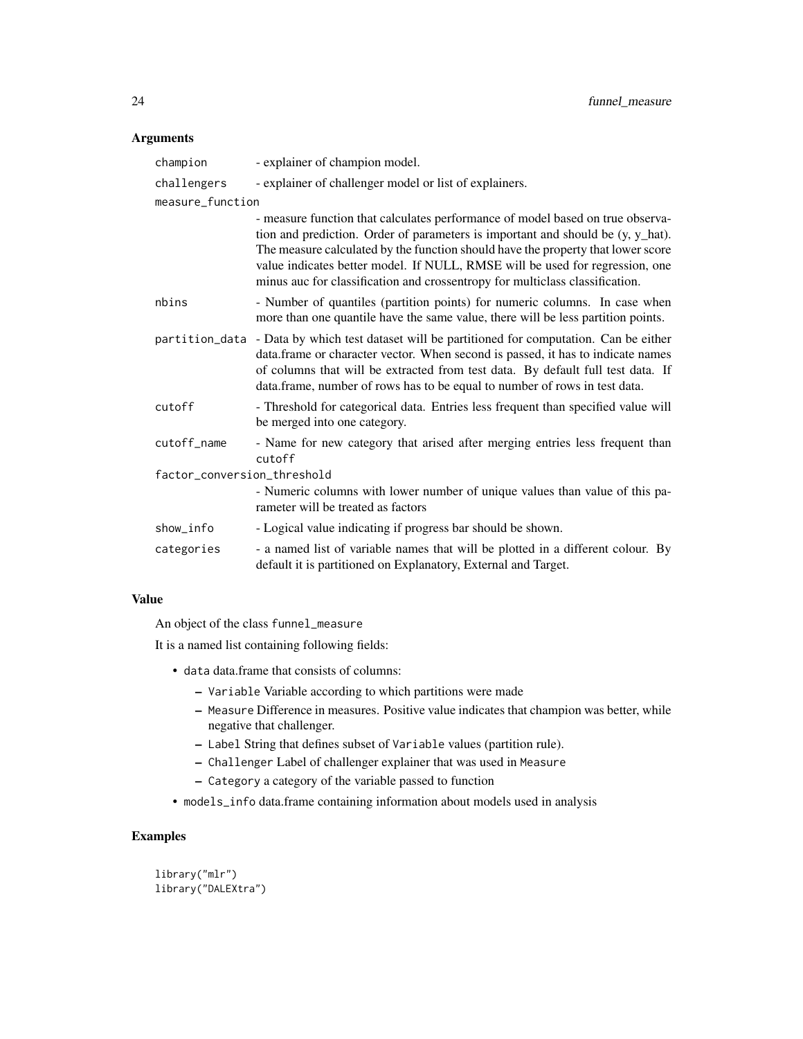## Arguments

| | |
|---|---|
| champion | - explainer of champion model. |
| challengers | - explainer of challenger model or list of explainers. |
| measure_function | - measure function that calculates performance of model based on true observation and prediction. Order of parameters is important and should be (y, y_hat). The measure calculated by the function should have the property that lower score value indicates better model. If NULL, RMSE will be used for regression, one minus auc for classification and crossentropy for multiclass classification. |
| nbins | - Number of quantiles (partition points) for numeric columns. In case when more than one quantile have the same value, there will be less partition points. |
| partition_data | - Data by which test dataset will be partitioned for computation. Can be either data.frame or character vector. When second is passed, it has to indicate names of columns that will be extracted from test data. By default full test data. If data.frame, number of rows has to be equal to number of rows in test data. |
| cutoff | - Threshold for categorical data. Entries less frequent than specified value will be merged into one category. |
| cutoff_name | - Name for new category that arised after merging entries less frequent than `cutoff` |
| factor_conversion_threshold | - Numeric columns with lower number of unique values than value of this parameter will be treated as factors |
| show_info | - Logical value indicating if progress bar should be shown. |
| categories | - a named list of variable names that will be plotted in a different colour. By default it is partitioned on Explanatory, External and Target. |

## Value

An object of the class `funnel_measure`

It is a named list containing following fields:

- `data` data.frame that consists of columns:
  - `Variable` Variable according to which partitions were made
  - `Measure` Difference in measures. Positive value indicates that champion was better, while negative that challenger.
  - `Label` String that defines subset of `Variable` values (partition rule).
  - `Challenger` Label of challenger explainer that was used in `Measure`
  - `Category` a category of the variable passed to function
- `models_info` data.frame containing information about models used in analysis

## Examples

```
library("mlr")
library("DALEXtra")
```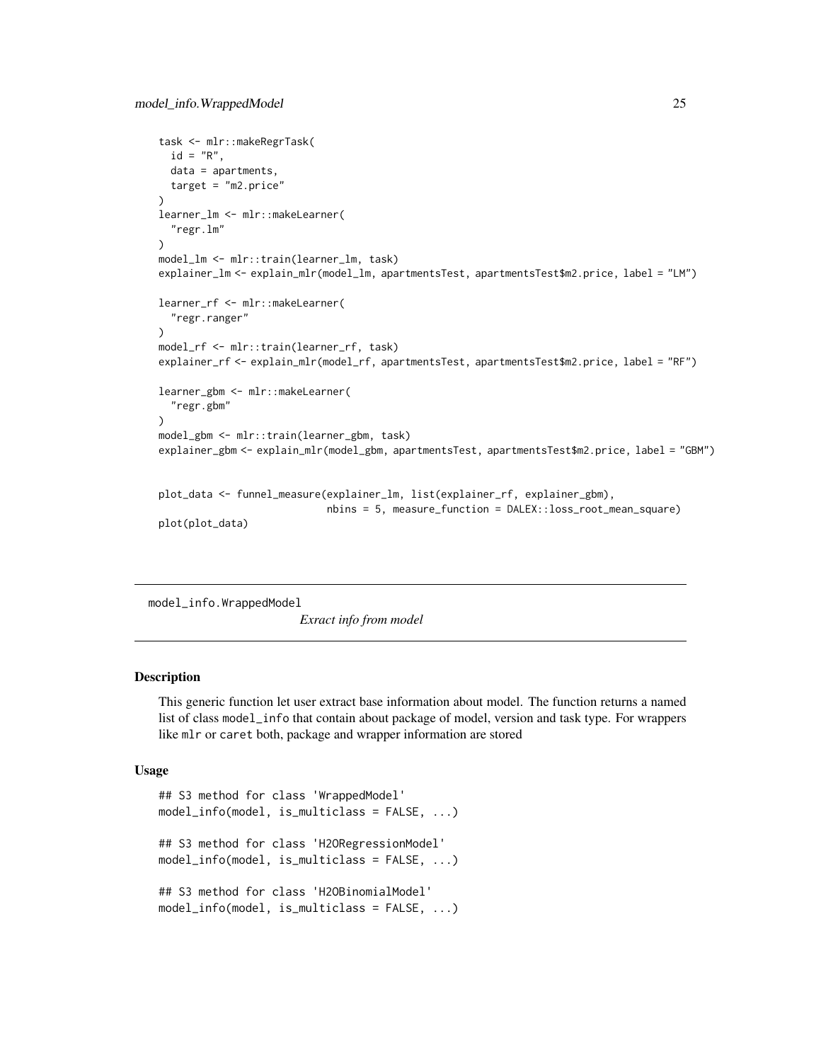```
task <- mlr::makeRegrTask(
  id = "R",
  data = apartments,
  target = "m2.price"
)
learner_lm <- mlr::makeLearner(
  "regr.lm"
)
model_lm <- mlr::train(learner_lm, task)
explainer_lm <- explain_mlr(model_lm, apartmentsTest, apartmentsTest$m2.price, label = "LM")

learner_rf <- mlr::makeLearner(
  "regr.ranger"
)
model_rf <- mlr::train(learner_rf, task)
explainer_rf <- explain_mlr(model_rf, apartmentsTest, apartmentsTest$m2.price, label = "RF")

learner_gbm <- mlr::makeLearner(
  "regr.gbm"
)
model_gbm <- mlr::train(learner_gbm, task)
explainer_gbm <- explain_mlr(model_gbm, apartmentsTest, apartmentsTest$m2.price, label = "GBM")


plot_data <- funnel_measure(explainer_lm, list(explainer_rf, explainer_gbm),
                            nbins = 5, measure_function = DALEX::loss_root_mean_square)
plot(plot_data)
```

## model_info.WrappedModel

*Exract info from model*

### Description

This generic function let user extract base information about model. The function returns a named list of class `model_info` that contain about package of model, version and task type. For wrappers like `mlr` or `caret` both, package and wrapper information are stored

### Usage

```
## S3 method for class 'WrappedModel'
model_info(model, is_multiclass = FALSE, ...)

## S3 method for class 'H2ORegressionModel'
model_info(model, is_multiclass = FALSE, ...)

## S3 method for class 'H2OBinomialModel'
model_info(model, is_multiclass = FALSE, ...)
```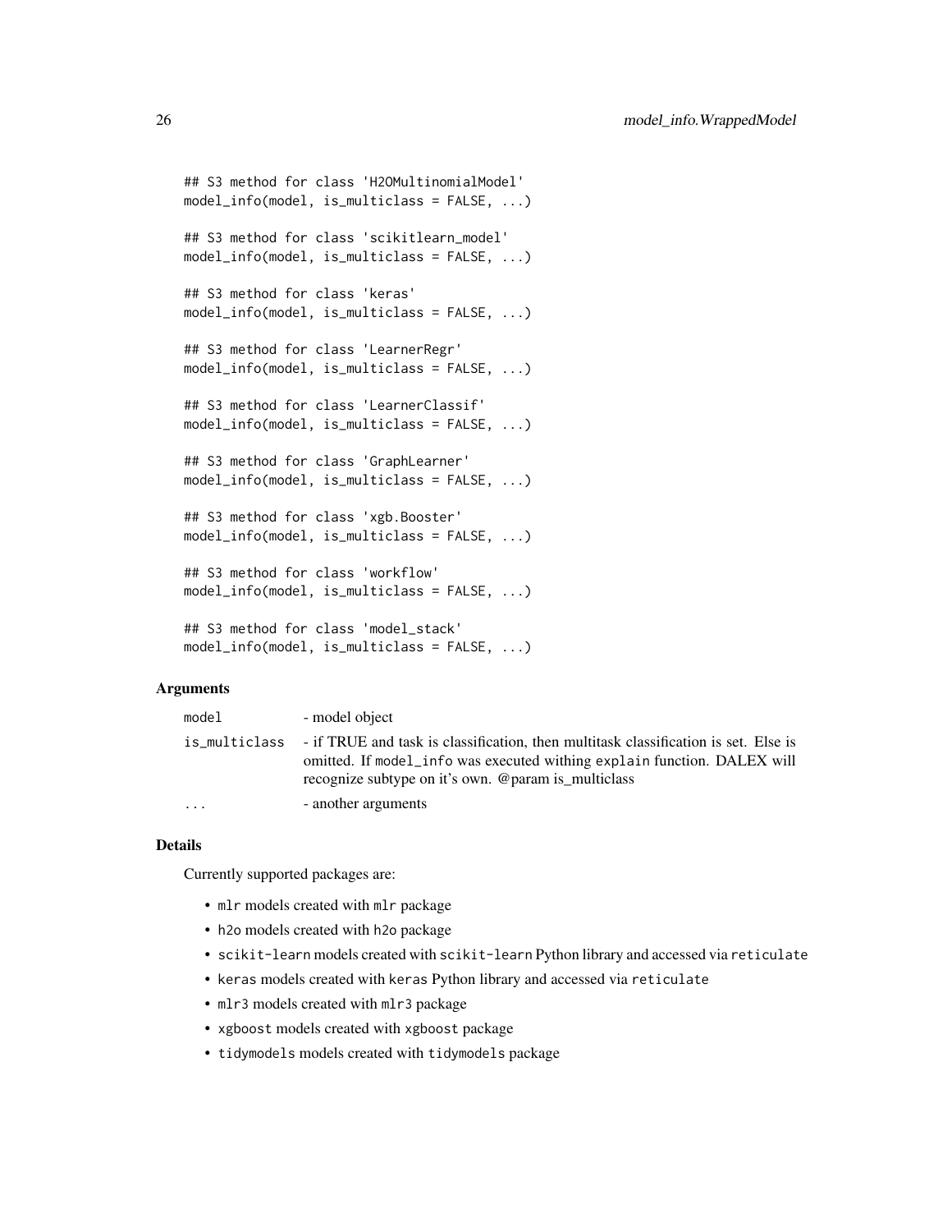```
## S3 method for class 'H2OMultinomialModel'
model_info(model, is_multiclass = FALSE, ...)

## S3 method for class 'scikitlearn_model'
model_info(model, is_multiclass = FALSE, ...)

## S3 method for class 'keras'
model_info(model, is_multiclass = FALSE, ...)

## S3 method for class 'LearnerRegr'
model_info(model, is_multiclass = FALSE, ...)

## S3 method for class 'LearnerClassif'
model_info(model, is_multiclass = FALSE, ...)

## S3 method for class 'GraphLearner'
model_info(model, is_multiclass = FALSE, ...)

## S3 method for class 'xgb.Booster'
model_info(model, is_multiclass = FALSE, ...)

## S3 method for class 'workflow'
model_info(model, is_multiclass = FALSE, ...)

## S3 method for class 'model_stack'
model_info(model, is_multiclass = FALSE, ...)
```

### Arguments

| | |
|---|---|
| `model` | - model object |
| `is_multiclass` | - if TRUE and task is classification, then multitask classification is set. Else is omitted. If `model_info` was executed withing `explain` function. DALEX will recognize subtype on it's own. @param is_multiclass |
| `...` | - another arguments |

### Details

Currently supported packages are:

- `mlr` models created with `mlr` package
- `h2o` models created with `h2o` package
- `scikit-learn` models created with `scikit-learn` Python library and accessed via `reticulate`
- `keras` models created with `keras` Python library and accessed via `reticulate`
- `mlr3` models created with `mlr3` package
- `xgboost` models created with `xgboost` package
- `tidymodels` models created with `tidymodels` package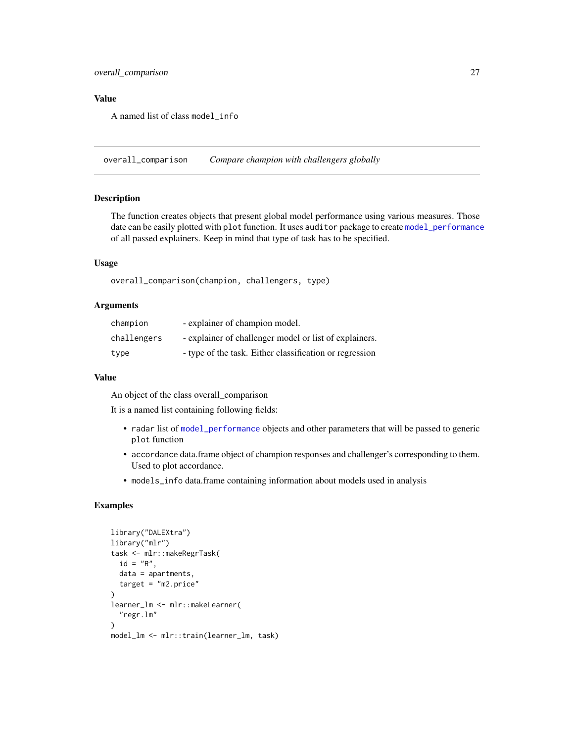## Value

A named list of class `model_info`

---

## overall_comparison — *Compare champion with challengers globally*

### Description

The function creates objects that present global model performance using various measures. Those date can be easily plotted with `plot` function. It uses `auditor` package to create `model_performance` of all passed explainers. Keep in mind that type of task has to be specified.

### Usage

```
overall_comparison(champion, challengers, type)
```

### Arguments

| | |
|---|---|
| `champion` | - explainer of champion model. |
| `challengers` | - explainer of challenger model or list of explainers. |
| `type` | - type of the task. Either classification or regression |

### Value

An object of the class overall_comparison

It is a named list containing following fields:

- `radar` list of `model_performance` objects and other parameters that will be passed to generic `plot` function
- `accordance` data.frame object of champion responses and challenger's corresponding to them. Used to plot accordance.
- `models_info` data.frame containing information about models used in analysis

### Examples

```
library("DALEXtra")
library("mlr")
task <- mlr::makeRegrTask(
  id = "R",
  data = apartments,
  target = "m2.price"
)
learner_lm <- mlr::makeLearner(
  "regr.lm"
)
model_lm <- mlr::train(learner_lm, task)
```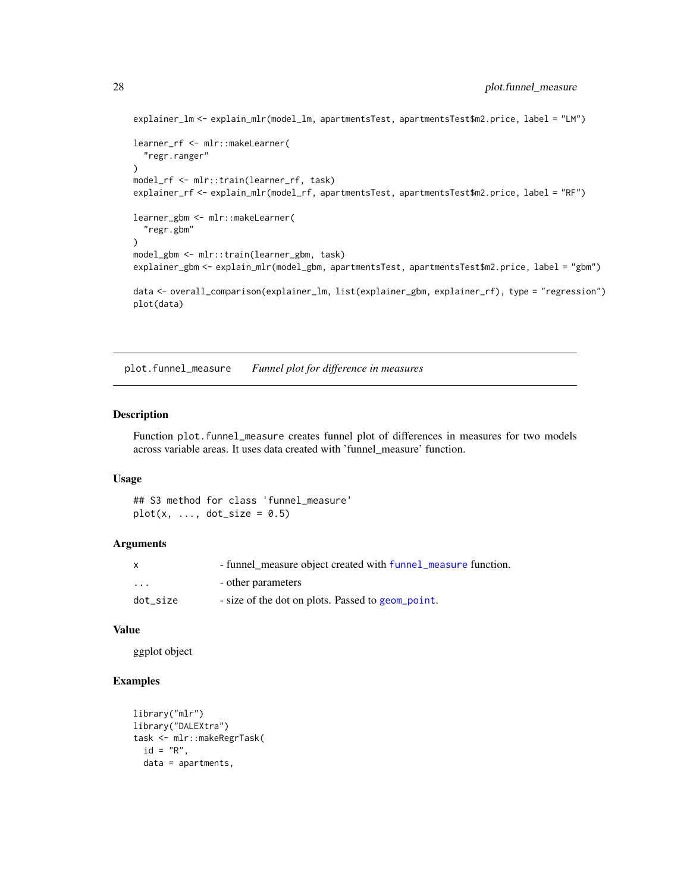```
explainer_lm <- explain_mlr(model_lm, apartmentsTest, apartmentsTest$m2.price, label = "LM")

learner_rf <- mlr::makeLearner(
  "regr.ranger"
)
model_rf <- mlr::train(learner_rf, task)
explainer_rf <- explain_mlr(model_rf, apartmentsTest, apartmentsTest$m2.price, label = "RF")

learner_gbm <- mlr::makeLearner(
  "regr.gbm"
)
model_gbm <- mlr::train(learner_gbm, task)
explainer_gbm <- explain_mlr(model_gbm, apartmentsTest, apartmentsTest$m2.price, label = "gbm")

data <- overall_comparison(explainer_lm, list(explainer_gbm, explainer_rf), type = "regression")
plot(data)
```

---

## plot.funnel_measure    *Funnel plot for difference in measures*

### Description

Function `plot.funnel_measure` creates funnel plot of differences in measures for two models across variable areas. It uses data created with 'funnel_measure' function.

### Usage

```
## S3 method for class 'funnel_measure'
plot(x, ..., dot_size = 0.5)
```

### Arguments

| | |
|---|---|
| x | - funnel_measure object created with `funnel_measure` function. |
| ... | - other parameters |
| dot_size | - size of the dot on plots. Passed to `geom_point`. |

### Value

ggplot object

### Examples

```
library("mlr")
library("DALEXtra")
task <- mlr::makeRegrTask(
  id = "R",
  data = apartments,
```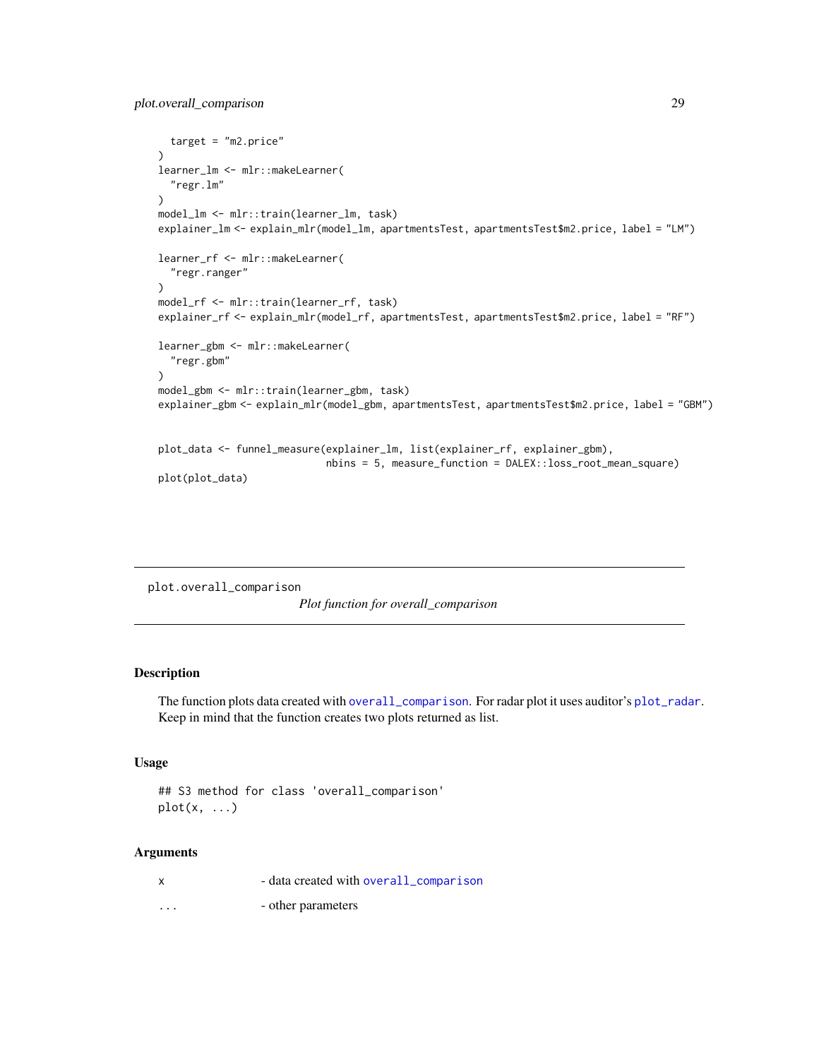```
  target = "m2.price"
)
learner_lm <- mlr::makeLearner(
  "regr.lm"
)
model_lm <- mlr::train(learner_lm, task)
explainer_lm <- explain_mlr(model_lm, apartmentsTest, apartmentsTest$m2.price, label = "LM")

learner_rf <- mlr::makeLearner(
  "regr.ranger"
)
model_rf <- mlr::train(learner_rf, task)
explainer_rf <- explain_mlr(model_rf, apartmentsTest, apartmentsTest$m2.price, label = "RF")

learner_gbm <- mlr::makeLearner(
  "regr.gbm"
)
model_gbm <- mlr::train(learner_gbm, task)
explainer_gbm <- explain_mlr(model_gbm, apartmentsTest, apartmentsTest$m2.price, label = "GBM")


plot_data <- funnel_measure(explainer_lm, list(explainer_rf, explainer_gbm),
                            nbins = 5, measure_function = DALEX::loss_root_mean_square)
plot(plot_data)
```

---

## plot.overall_comparison

*Plot function for overall_comparison*

---

### Description

The function plots data created with `overall_comparison`. For radar plot it uses auditor's `plot_radar`. Keep in mind that the function creates two plots returned as list.

### Usage

```
## S3 method for class 'overall_comparison'
plot(x, ...)
```

### Arguments

| | |
|---|---|
| x | - data created with `overall_comparison` |
| ... | - other parameters |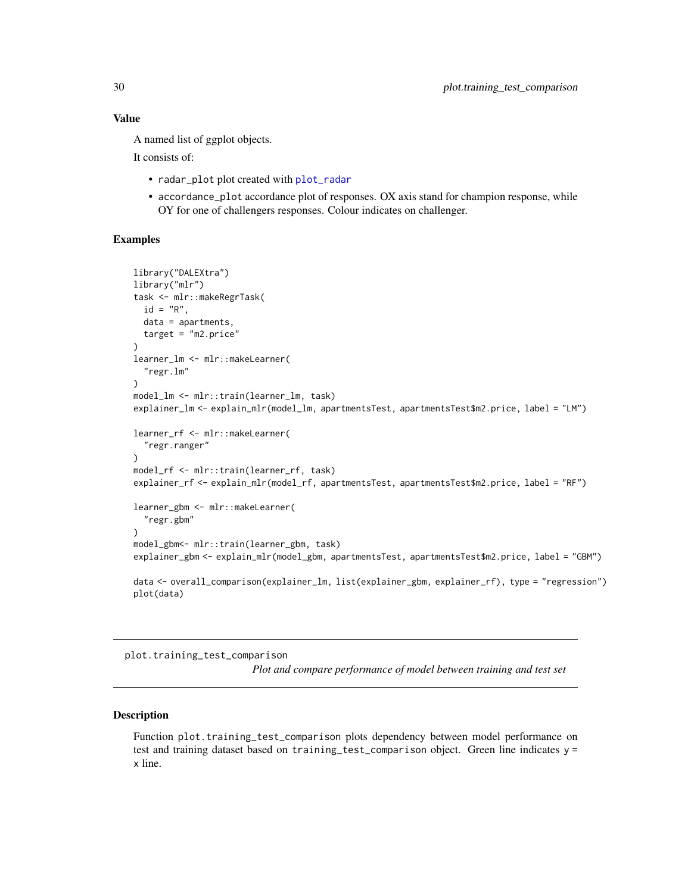### Value

A named list of ggplot objects.

It consists of:

- `radar_plot` plot created with `plot_radar`
- `accordance_plot` accordance plot of responses. OX axis stand for champion response, while OY for one of challengers responses. Colour indicates on challenger.

### Examples

```
library("DALEXtra")
library("mlr")
task <- mlr::makeRegrTask(
  id = "R",
  data = apartments,
  target = "m2.price"
)
learner_lm <- mlr::makeLearner(
  "regr.lm"
)
model_lm <- mlr::train(learner_lm, task)
explainer_lm <- explain_mlr(model_lm, apartmentsTest, apartmentsTest$m2.price, label = "LM")

learner_rf <- mlr::makeLearner(
  "regr.ranger"
)
model_rf <- mlr::train(learner_rf, task)
explainer_rf <- explain_mlr(model_rf, apartmentsTest, apartmentsTest$m2.price, label = "RF")

learner_gbm <- mlr::makeLearner(
  "regr.gbm"
)
model_gbm<- mlr::train(learner_gbm, task)
explainer_gbm <- explain_mlr(model_gbm, apartmentsTest, apartmentsTest$m2.price, label = "GBM")

data <- overall_comparison(explainer_lm, list(explainer_gbm, explainer_rf), type = "regression")
plot(data)
```

---

`plot.training_test_comparison` *Plot and compare performance of model between training and test set*

---

### Description

Function `plot.training_test_comparison` plots dependency between model performance on test and training dataset based on `training_test_comparison` object. Green line indicates `y = x` line.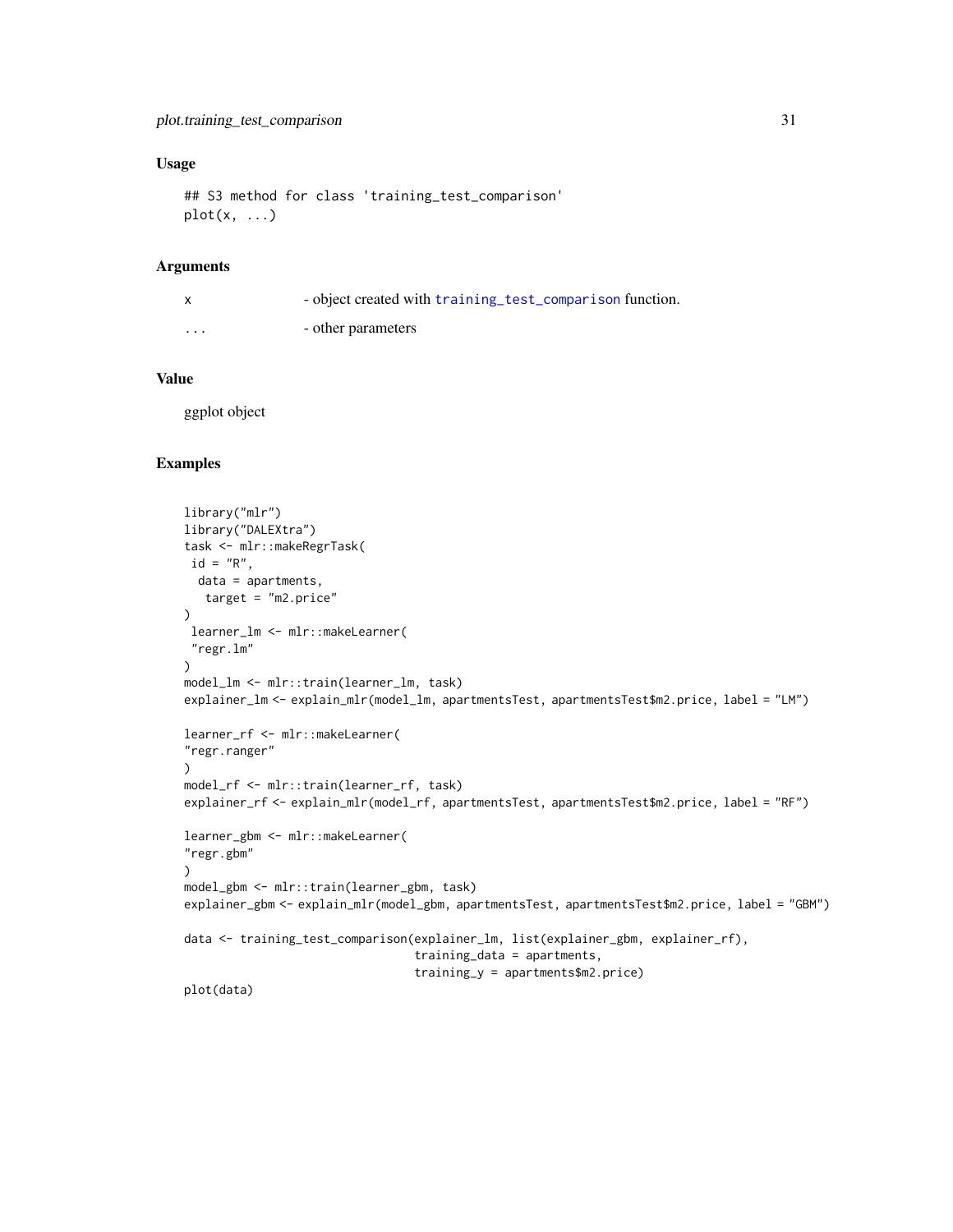### Usage

```
## S3 method for class 'training_test_comparison'
plot(x, ...)
```

### Arguments

| | |
|---|---|
| x | - object created with `training_test_comparison` function. |
| ... | - other parameters |

### Value

ggplot object

### Examples

```
library("mlr")
library("DALEXtra")
task <- mlr::makeRegrTask(
 id = "R",
  data = apartments,
   target = "m2.price"
)
 learner_lm <- mlr::makeLearner(
 "regr.lm"
)
model_lm <- mlr::train(learner_lm, task)
explainer_lm <- explain_mlr(model_lm, apartmentsTest, apartmentsTest$m2.price, label = "LM")

learner_rf <- mlr::makeLearner(
"regr.ranger"
)
model_rf <- mlr::train(learner_rf, task)
explainer_rf <- explain_mlr(model_rf, apartmentsTest, apartmentsTest$m2.price, label = "RF")

learner_gbm <- mlr::makeLearner(
"regr.gbm"
)
model_gbm <- mlr::train(learner_gbm, task)
explainer_gbm <- explain_mlr(model_gbm, apartmentsTest, apartmentsTest$m2.price, label = "GBM")

data <- training_test_comparison(explainer_lm, list(explainer_gbm, explainer_rf),
                                 training_data = apartments,
                                 training_y = apartments$m2.price)
plot(data)
```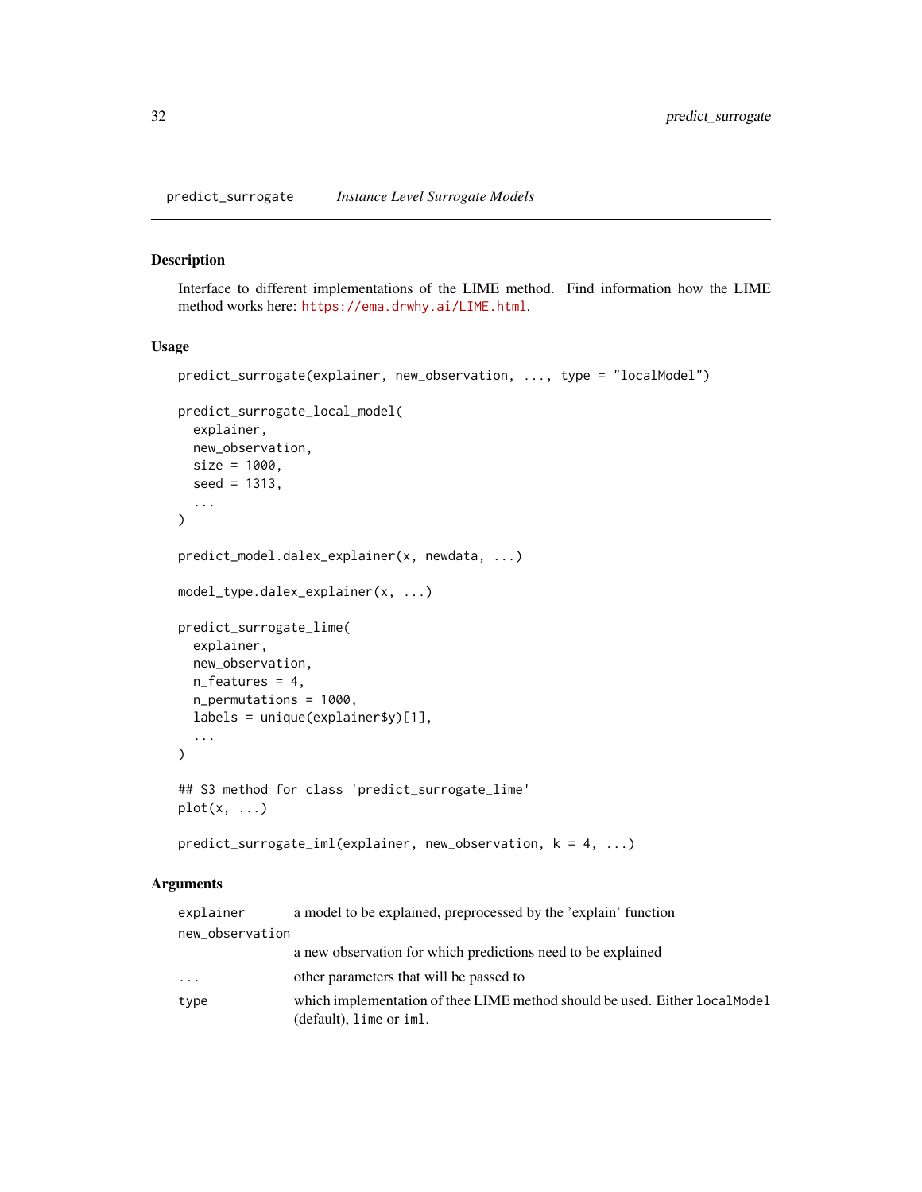predict_surrogate &nbsp;&nbsp;&nbsp; *Instance Level Surrogate Models*

## Description

Interface to different implementations of the LIME method. Find information how the LIME method works here: https://ema.drwhy.ai/LIME.html.

## Usage

```
predict_surrogate(explainer, new_observation, ..., type = "localModel")

predict_surrogate_local_model(
  explainer,
  new_observation,
  size = 1000,
  seed = 1313,
  ...
)

predict_model.dalex_explainer(x, newdata, ...)

model_type.dalex_explainer(x, ...)

predict_surrogate_lime(
  explainer,
  new_observation,
  n_features = 4,
  n_permutations = 1000,
  labels = unique(explainer$y)[1],
  ...
)

## S3 method for class 'predict_surrogate_lime'
plot(x, ...)

predict_surrogate_iml(explainer, new_observation, k = 4, ...)
```

## Arguments

| | |
|---|---|
| explainer | a model to be explained, preprocessed by the 'explain' function |
| new_observation | a new observation for which predictions need to be explained |
| ... | other parameters that will be passed to |
| type | which implementation of thee LIME method should be used. Either `localModel` (default), `lime` or `iml`. |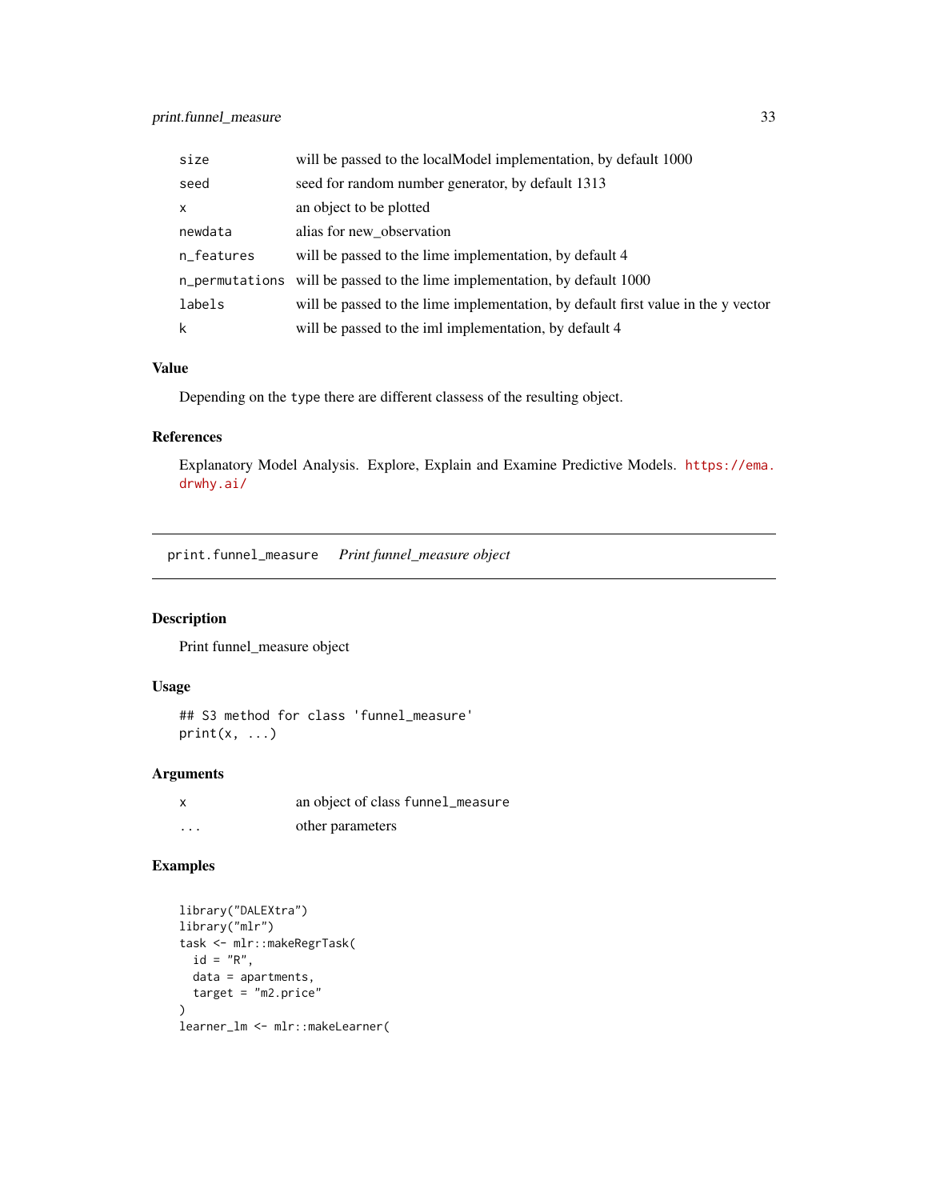| | |
|---|---|
| size | will be passed to the localModel implementation, by default 1000 |
| seed | seed for random number generator, by default 1313 |
| x | an object to be plotted |
| newdata | alias for new_observation |
| n_features | will be passed to the lime implementation, by default 4 |
| n_permutations | will be passed to the lime implementation, by default 1000 |
| labels | will be passed to the lime implementation, by default first value in the y vector |
| k | will be passed to the iml implementation, by default 4 |

### Value

Depending on the type there are different classess of the resulting object.

### References

Explanatory Model Analysis. Explore, Explain and Examine Predictive Models. https://ema.drwhy.ai/

---

## print.funnel_measure *Print funnel_measure object*

### Description

Print funnel_measure object

### Usage

```
## S3 method for class 'funnel_measure'
print(x, ...)
```

### Arguments

| | |
|---|---|
| x | an object of class funnel_measure |
| ... | other parameters |

### Examples

```
library("DALEXtra")
library("mlr")
task <- mlr::makeRegrTask(
  id = "R",
  data = apartments,
  target = "m2.price"
)
learner_lm <- mlr::makeLearner(
```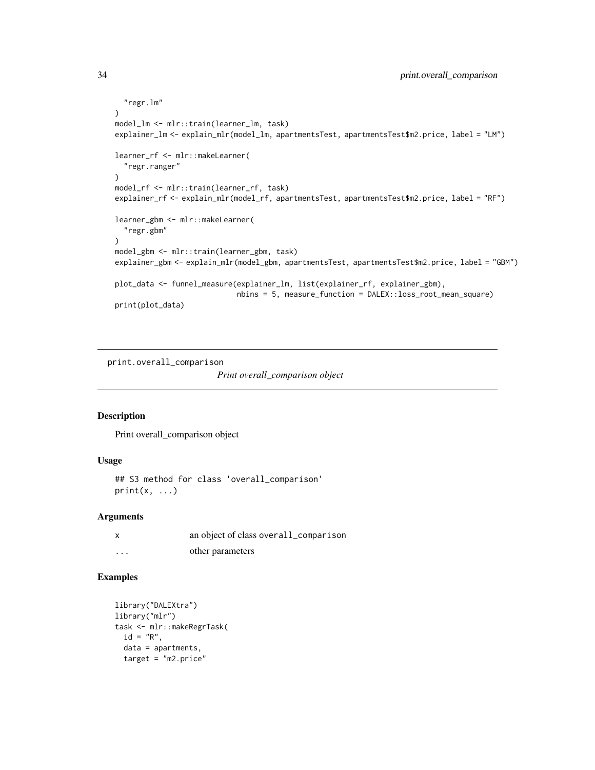```
    "regr.lm"
  )
  model_lm <- mlr::train(learner_lm, task)
  explainer_lm <- explain_mlr(model_lm, apartmentsTest, apartmentsTest$m2.price, label = "LM")

  learner_rf <- mlr::makeLearner(
    "regr.ranger"
  )
  model_rf <- mlr::train(learner_rf, task)
  explainer_rf <- explain_mlr(model_rf, apartmentsTest, apartmentsTest$m2.price, label = "RF")

  learner_gbm <- mlr::makeLearner(
    "regr.gbm"
  )
  model_gbm <- mlr::train(learner_gbm, task)
  explainer_gbm <- explain_mlr(model_gbm, apartmentsTest, apartmentsTest$m2.price, label = "GBM")

  plot_data <- funnel_measure(explainer_lm, list(explainer_rf, explainer_gbm),
                              nbins = 5, measure_function = DALEX::loss_root_mean_square)
  print(plot_data)
```

## print.overall_comparison

*Print overall_comparison object*

### Description

Print overall_comparison object

### Usage

```
## S3 method for class 'overall_comparison'
print(x, ...)
```

### Arguments

| | |
|---|---|
| x | an object of class `overall_comparison` |
| ... | other parameters |

### Examples

```
library("DALEXtra")
library("mlr")
task <- mlr::makeRegrTask(
  id = "R",
  data = apartments,
  target = "m2.price"
```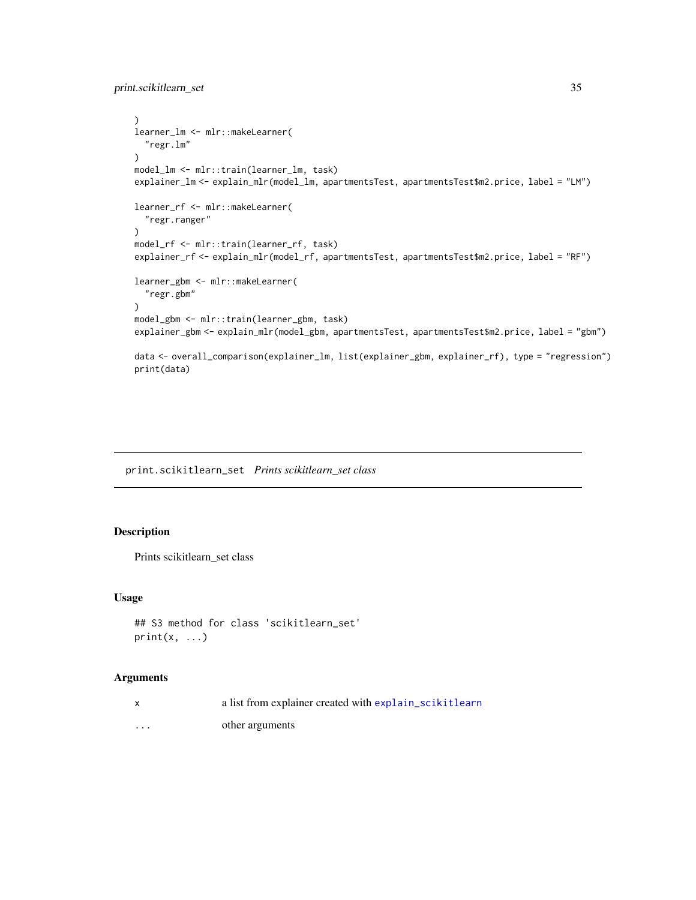```
)
learner_lm <- mlr::makeLearner(
  "regr.lm"
)
model_lm <- mlr::train(learner_lm, task)
explainer_lm <- explain_mlr(model_lm, apartmentsTest, apartmentsTest$m2.price, label = "LM")

learner_rf <- mlr::makeLearner(
  "regr.ranger"
)
model_rf <- mlr::train(learner_rf, task)
explainer_rf <- explain_mlr(model_rf, apartmentsTest, apartmentsTest$m2.price, label = "RF")

learner_gbm <- mlr::makeLearner(
  "regr.gbm"
)
model_gbm <- mlr::train(learner_gbm, task)
explainer_gbm <- explain_mlr(model_gbm, apartmentsTest, apartmentsTest$m2.price, label = "gbm")

data <- overall_comparison(explainer_lm, list(explainer_gbm, explainer_rf), type = "regression")
print(data)
```

---

## print.scikitlearn_set *Prints scikitlearn_set class*

### Description

Prints scikitlearn_set class

### Usage

```
## S3 method for class 'scikitlearn_set'
print(x, ...)
```

### Arguments

| | |
|---|---|
| x | a list from explainer created with explain_scikitlearn |
| ... | other arguments |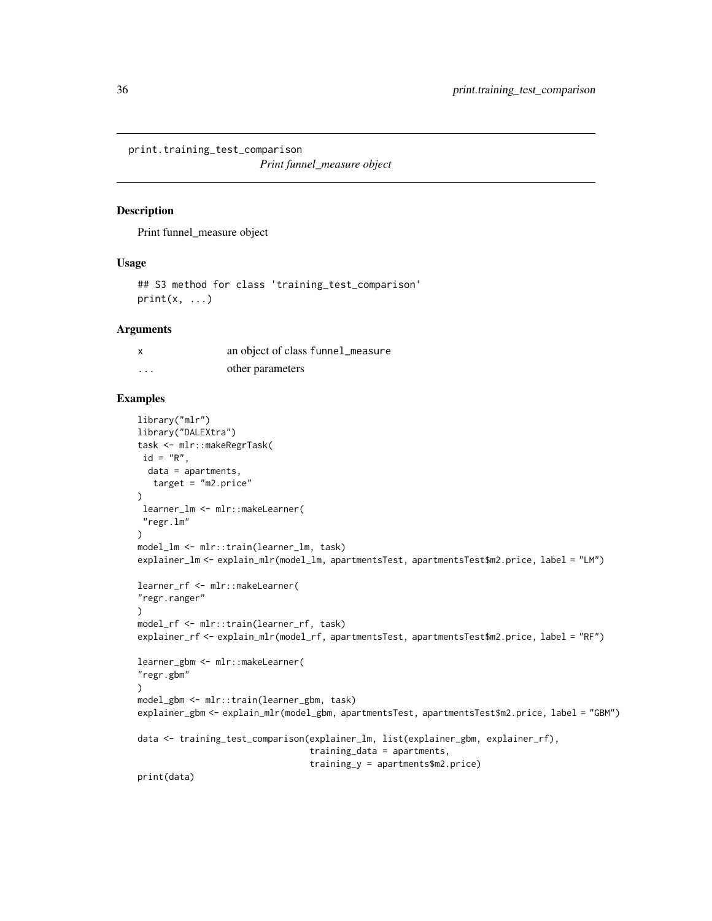## print.training_test_comparison

*Print funnel_measure object*

### Description

Print funnel_measure object

### Usage

```
## S3 method for class 'training_test_comparison'
print(x, ...)
```

### Arguments

| | |
|---|---|
| x | an object of class funnel_measure |
| ... | other parameters |

### Examples

```
library("mlr")
library("DALEXtra")
task <- mlr::makeRegrTask(
 id = "R",
  data = apartments,
   target = "m2.price"
)
 learner_lm <- mlr::makeLearner(
 "regr.lm"
)
model_lm <- mlr::train(learner_lm, task)
explainer_lm <- explain_mlr(model_lm, apartmentsTest, apartmentsTest$m2.price, label = "LM")

learner_rf <- mlr::makeLearner(
"regr.ranger"
)
model_rf <- mlr::train(learner_rf, task)
explainer_rf <- explain_mlr(model_rf, apartmentsTest, apartmentsTest$m2.price, label = "RF")

learner_gbm <- mlr::makeLearner(
"regr.gbm"
)
model_gbm <- mlr::train(learner_gbm, task)
explainer_gbm <- explain_mlr(model_gbm, apartmentsTest, apartmentsTest$m2.price, label = "GBM")

data <- training_test_comparison(explainer_lm, list(explainer_gbm, explainer_rf),
                                 training_data = apartments,
                                 training_y = apartments$m2.price)
print(data)
```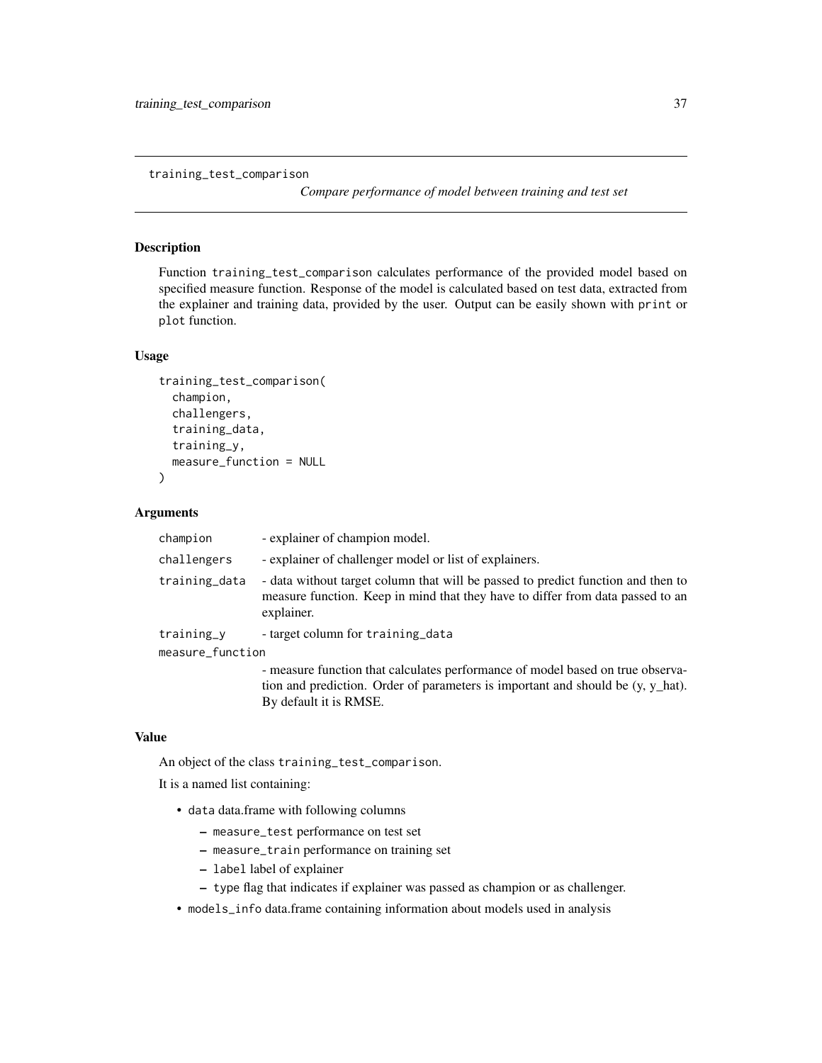## training_test_comparison

*Compare performance of model between training and test set*

### Description

Function `training_test_comparison` calculates performance of the provided model based on specified measure function. Response of the model is calculated based on test data, extracted from the explainer and training data, provided by the user. Output can be easily shown with `print` or `plot` function.

### Usage

```
training_test_comparison(
  champion,
  challengers,
  training_data,
  training_y,
  measure_function = NULL
)
```

### Arguments

| | |
|---|---|
| `champion` | - explainer of champion model. |
| `challengers` | - explainer of challenger model or list of explainers. |
| `training_data` | - data without target column that will be passed to predict function and then to measure function. Keep in mind that they have to differ from data passed to an explainer. |
| `training_y` | - target column for `training_data` |
| `measure_function` | - measure function that calculates performance of model based on true observation and prediction. Order of parameters is important and should be (y, y_hat). By default it is RMSE. |

### Value

An object of the class `training_test_comparison`.

It is a named list containing:

- `data` data.frame with following columns
  - `measure_test` performance on test set
  - `measure_train` performance on training set
  - `label` label of explainer
  - `type` flag that indicates if explainer was passed as champion or as challenger.
- `models_info` data.frame containing information about models used in analysis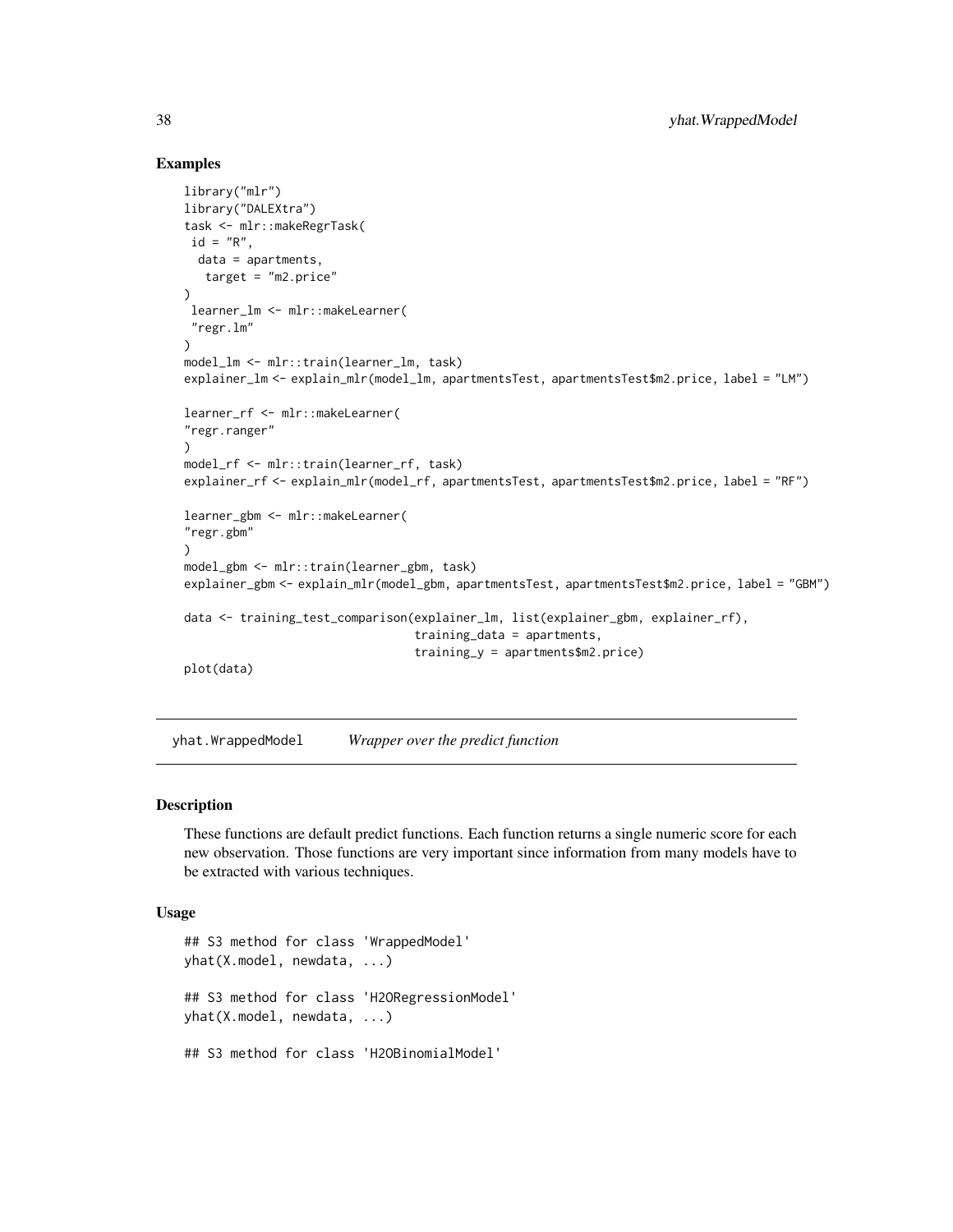### Examples

```
library("mlr")
library("DALEXtra")
task <- mlr::makeRegrTask(
 id = "R",
  data = apartments,
   target = "m2.price"
)
 learner_lm <- mlr::makeLearner(
 "regr.lm"
)
model_lm <- mlr::train(learner_lm, task)
explainer_lm <- explain_mlr(model_lm, apartmentsTest, apartmentsTest$m2.price, label = "LM")

learner_rf <- mlr::makeLearner(
"regr.ranger"
)
model_rf <- mlr::train(learner_rf, task)
explainer_rf <- explain_mlr(model_rf, apartmentsTest, apartmentsTest$m2.price, label = "RF")

learner_gbm <- mlr::makeLearner(
"regr.gbm"
)
model_gbm <- mlr::train(learner_gbm, task)
explainer_gbm <- explain_mlr(model_gbm, apartmentsTest, apartmentsTest$m2.price, label = "GBM")

data <- training_test_comparison(explainer_lm, list(explainer_gbm, explainer_rf),
                                 training_data = apartments,
                                 training_y = apartments$m2.price)
plot(data)
```

---

## yhat.WrappedModel *Wrapper over the predict function*

---

### Description

These functions are default predict functions. Each function returns a single numeric score for each new observation. Those functions are very important since information from many models have to be extracted with various techniques.

### Usage

```
## S3 method for class 'WrappedModel'
yhat(X.model, newdata, ...)

## S3 method for class 'H2ORegressionModel'
yhat(X.model, newdata, ...)

## S3 method for class 'H2OBinomialModel'
```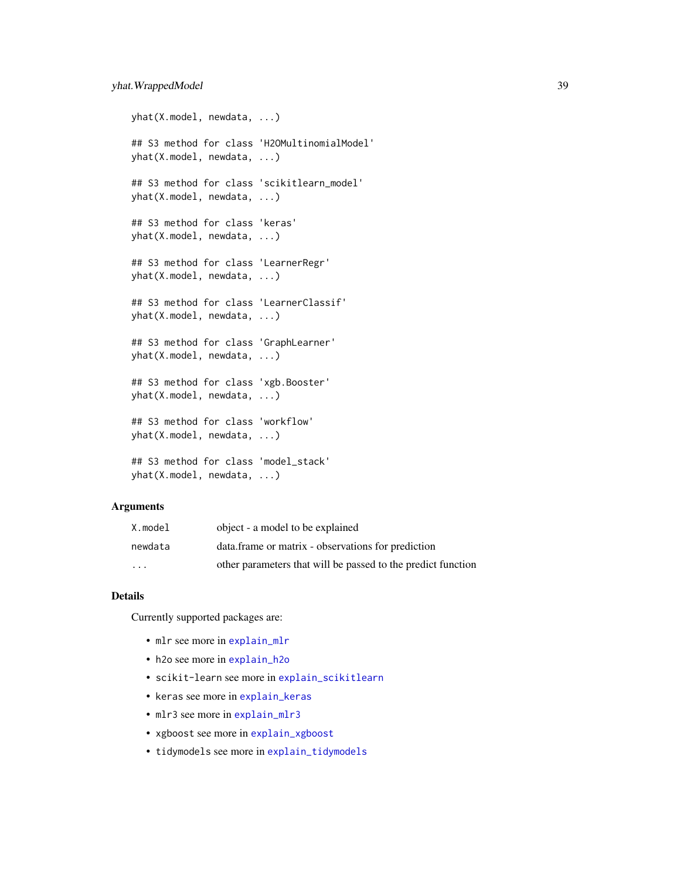```
yhat(X.model, newdata, ...)

## S3 method for class 'H2OMultinomialModel'
yhat(X.model, newdata, ...)

## S3 method for class 'scikitlearn_model'
yhat(X.model, newdata, ...)

## S3 method for class 'keras'
yhat(X.model, newdata, ...)

## S3 method for class 'LearnerRegr'
yhat(X.model, newdata, ...)

## S3 method for class 'LearnerClassif'
yhat(X.model, newdata, ...)

## S3 method for class 'GraphLearner'
yhat(X.model, newdata, ...)

## S3 method for class 'xgb.Booster'
yhat(X.model, newdata, ...)

## S3 method for class 'workflow'
yhat(X.model, newdata, ...)

## S3 method for class 'model_stack'
yhat(X.model, newdata, ...)
```

## Arguments

| | |
|---|---|
| `X.model` | object - a model to be explained |
| `newdata` | data.frame or matrix - observations for prediction |
| `...` | other parameters that will be passed to the predict function |

## Details

Currently supported packages are:

- `mlr` see more in `explain_mlr`
- `h2o` see more in `explain_h2o`
- `scikit-learn` see more in `explain_scikitlearn`
- `keras` see more in `explain_keras`
- `mlr3` see more in `explain_mlr3`
- `xgboost` see more in `explain_xgboost`
- `tidymodels` see more in `explain_tidymodels`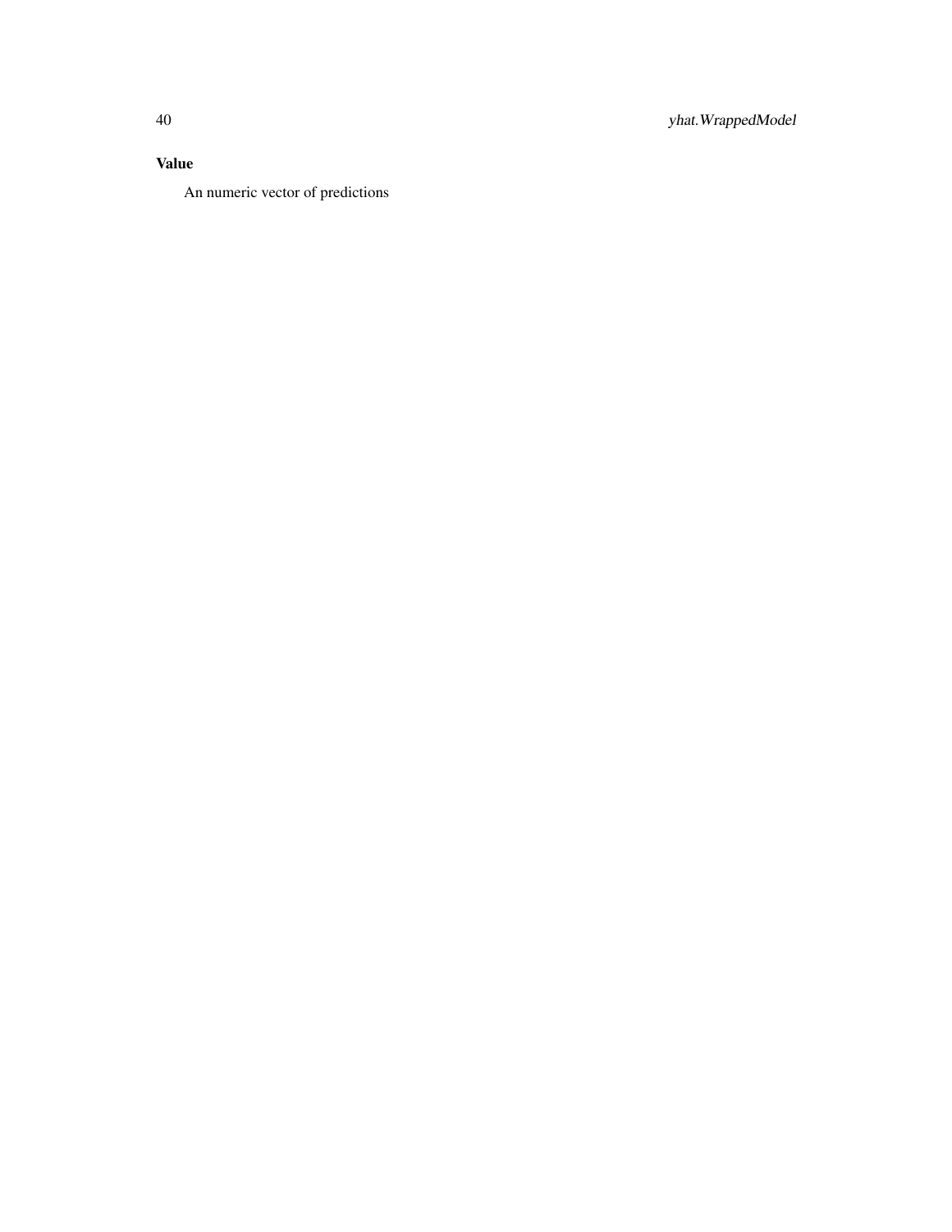### Value

An numeric vector of predictions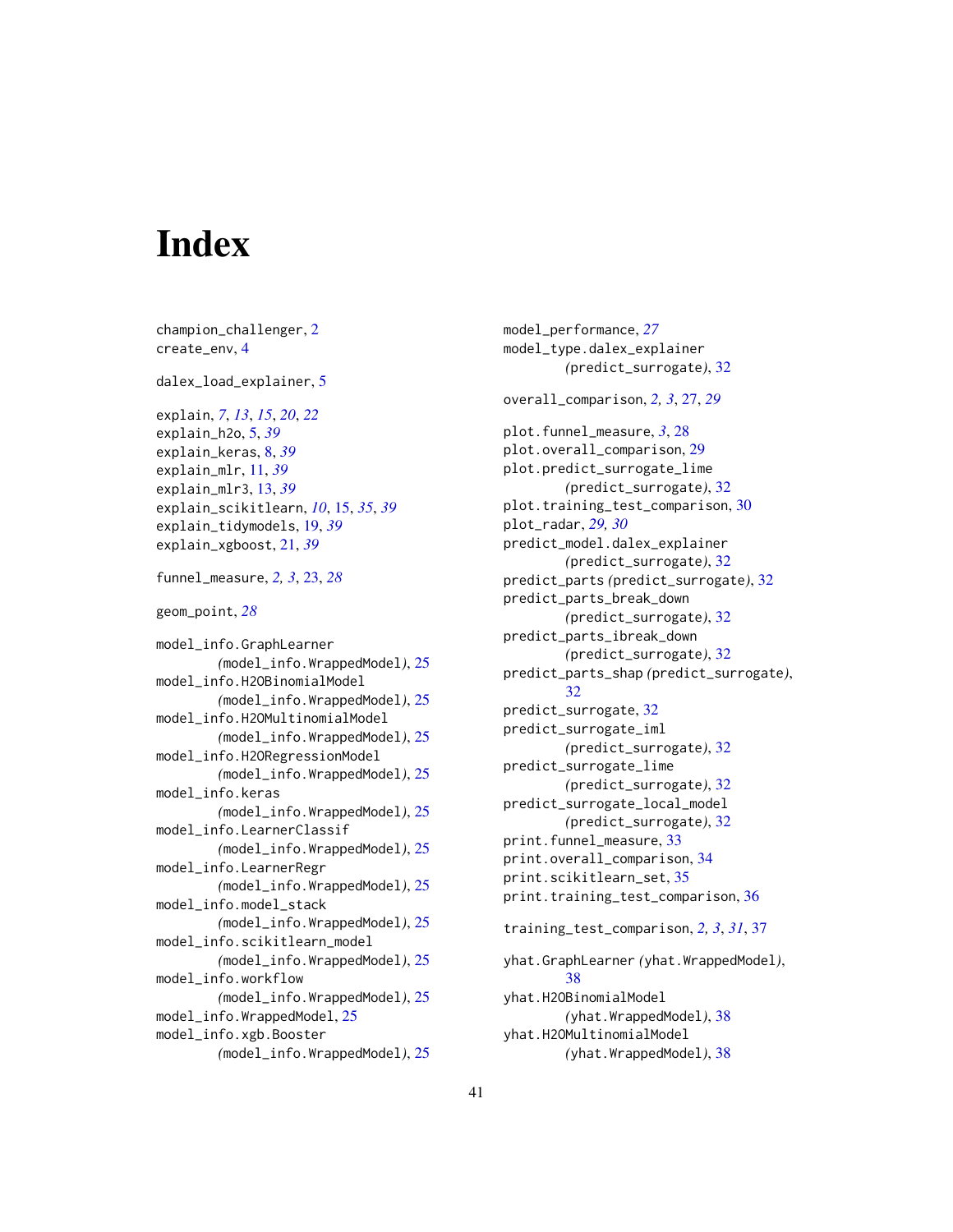# Index

champion_challenger, 2
create_env, 4

dalex_load_explainer, 5

explain, *7*, *13*, *15*, *20*, *22*
explain_h2o, 5, *39*
explain_keras, 8, *39*
explain_mlr, 11, *39*
explain_mlr3, 13, *39*
explain_scikitlearn, *10*, 15, *35*, *39*
explain_tidymodels, 19, *39*
explain_xgboost, 21, *39*

funnel_measure, *2, 3*, 23, *28*

geom_point, *28*

model_info.GraphLearner *(model_info.WrappedModel)*, 25
model_info.H2OBinomialModel *(model_info.WrappedModel)*, 25
model_info.H2OMultinomialModel *(model_info.WrappedModel)*, 25
model_info.H2ORegressionModel *(model_info.WrappedModel)*, 25
model_info.keras *(model_info.WrappedModel)*, 25
model_info.LearnerClassif *(model_info.WrappedModel)*, 25
model_info.LearnerRegr *(model_info.WrappedModel)*, 25
model_info.model_stack *(model_info.WrappedModel)*, 25
model_info.scikitlearn_model *(model_info.WrappedModel)*, 25
model_info.workflow *(model_info.WrappedModel)*, 25
model_info.WrappedModel, 25
model_info.xgb.Booster *(model_info.WrappedModel)*, 25
model_performance, *27*
model_type.dalex_explainer *(predict_surrogate)*, 32

overall_comparison, *2, 3*, 27, *29*

plot.funnel_measure, *3*, 28
plot.overall_comparison, 29
plot.predict_surrogate_lime *(predict_surrogate)*, 32
plot.training_test_comparison, 30
plot_radar, *29, 30*
predict_model.dalex_explainer *(predict_surrogate)*, 32
predict_parts *(predict_surrogate)*, 32
predict_parts_break_down *(predict_surrogate)*, 32
predict_parts_ibreak_down *(predict_surrogate)*, 32
predict_parts_shap *(predict_surrogate)*, 32
predict_surrogate, 32
predict_surrogate_iml *(predict_surrogate)*, 32
predict_surrogate_lime *(predict_surrogate)*, 32
predict_surrogate_local_model *(predict_surrogate)*, 32
print.funnel_measure, 33
print.overall_comparison, 34
print.scikitlearn_set, 35
print.training_test_comparison, 36

training_test_comparison, *2, 3*, *31*, 37

yhat.GraphLearner *(yhat.WrappedModel)*, 38
yhat.H2OBinomialModel *(yhat.WrappedModel)*, 38
yhat.H2OMultinomialModel *(yhat.WrappedModel)*, 38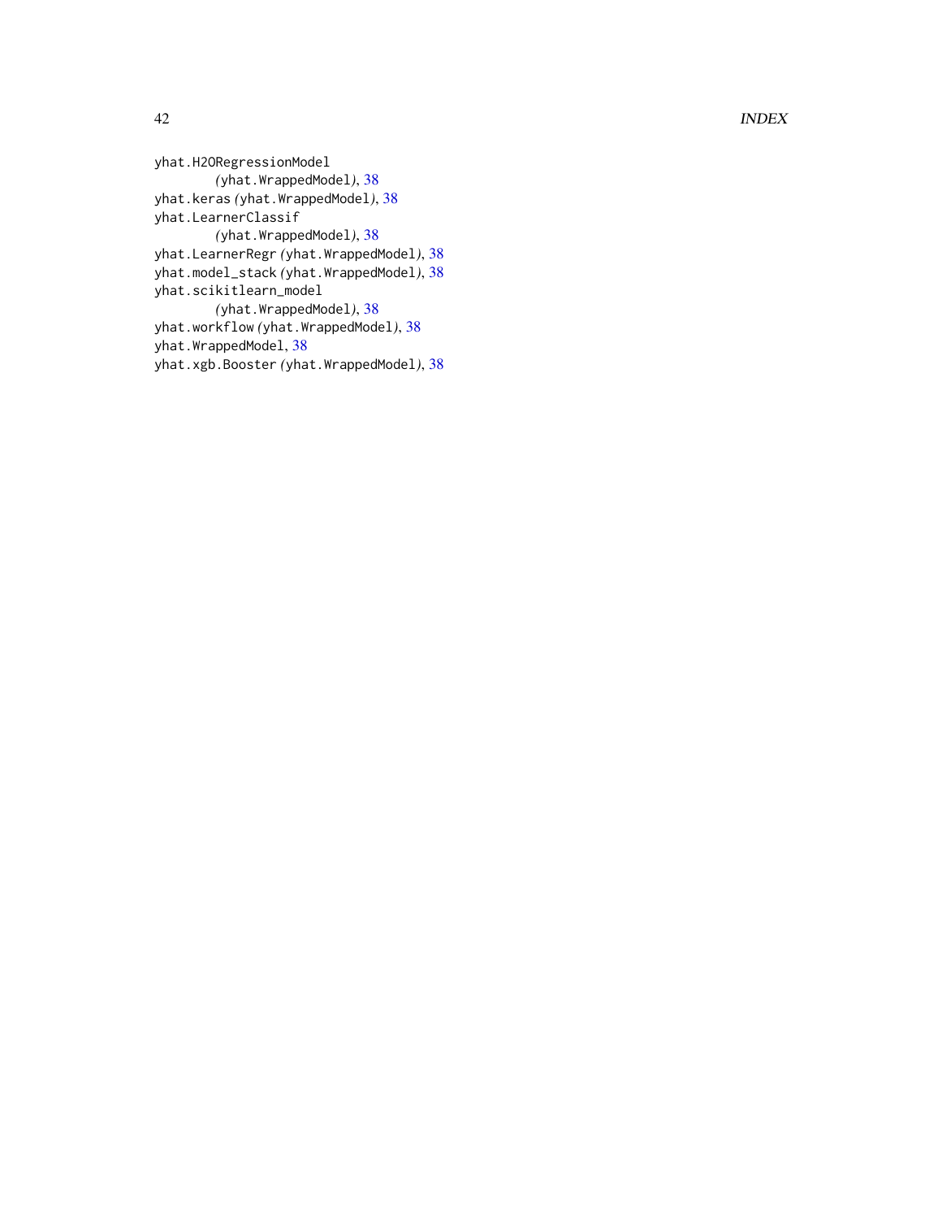yhat.H2ORegressionModel (yhat.WrappedModel), 38
yhat.keras (yhat.WrappedModel), 38
yhat.LearnerClassif (yhat.WrappedModel), 38
yhat.LearnerRegr (yhat.WrappedModel), 38
yhat.model_stack (yhat.WrappedModel), 38
yhat.scikitlearn_model (yhat.WrappedModel), 38
yhat.workflow (yhat.WrappedModel), 38
yhat.WrappedModel, 38
yhat.xgb.Booster (yhat.WrappedModel), 38